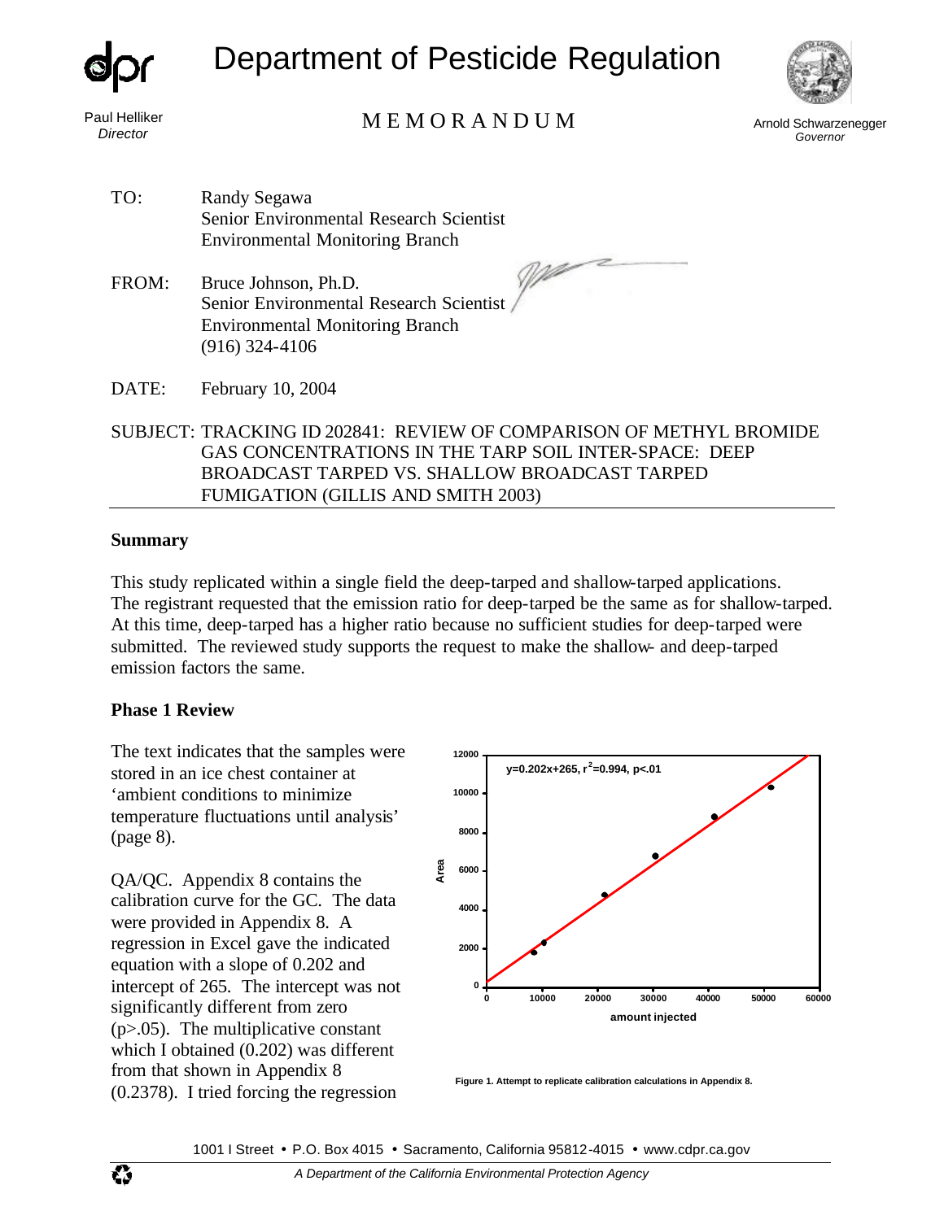# Department of Pesticide Regulation

Paul Helliker
*Director*

MEMORANDUM

Arnold Schwarzenegger
*Governor*

TO: Randy Segawa
Senior Environmental Research Scientist
Environmental Monitoring Branch

FROM: Bruce Johnson, Ph.D.
Senior Environmental Research Scientist
Environmental Monitoring Branch
(916) 324-4106

DATE: February 10, 2004

SUBJECT: TRACKING ID 202841: REVIEW OF COMPARISON OF METHYL BROMIDE GAS CONCENTRATIONS IN THE TARP SOIL INTER-SPACE: DEEP BROADCAST TARPED VS. SHALLOW BROADCAST TARPED FUMIGATION (GILLIS AND SMITH 2003)

---

**Summary**

This study replicated within a single field the deep-tarped and shallow-tarped applications. The registrant requested that the emission ratio for deep-tarped be the same as for shallow-tarped. At this time, deep-tarped has a higher ratio because no sufficient studies for deep-tarped were submitted. The reviewed study supports the request to make the shallow- and deep-tarped emission factors the same.

**Phase 1 Review**

The text indicates that the samples were stored in an ice chest container at 'ambient conditions to minimize temperature fluctuations until analysis' (page 8).

QA/QC. Appendix 8 contains the calibration curve for the GC. The data were provided in Appendix 8. A regression in Excel gave the indicated equation with a slope of 0.202 and intercept of 265. The intercept was not significantly different from zero ($p > .05$). The multiplicative constant which I obtained (0.202) was different from that shown in Appendix 8 (0.2378). I tried forcing the regression

$y = 0.202x + 265$, $r^2 = 0.994$, $p < .01$

Figure 1. Attempt to replicate calibration calculations in Appendix 8.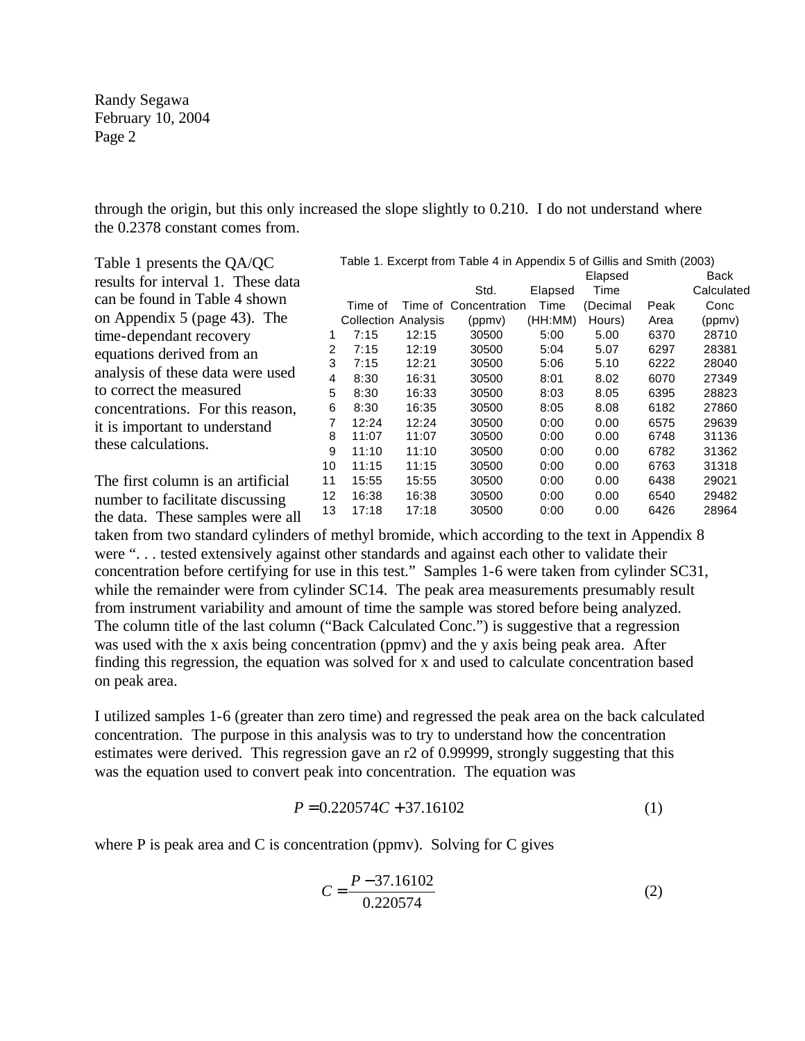through the origin, but this only increased the slope slightly to 0.210. I do not understand where the 0.2378 constant comes from.

Table 1 presents the QA/QC results for interval 1. These data can be found in Table 4 shown on Appendix 5 (page 43). The time-dependant recovery equations derived from an analysis of these data were used to correct the measured concentrations. For this reason, it is important to understand these calculations.

Table 1. Excerpt from Table 4 in Appendix 5 of Gillis and Smith (2003)

| | Time of Collection | Time of Analysis | Std. Concentration (ppmv) | Elapsed Time (HH:MM) | Elapsed Time (Decimal Hours) | Peak Area | Back Calculated Conc (ppmv) |
|---|---|---|---|---|---|---|---|
| 1 | 7:15 | 12:15 | 30500 | 5:00 | 5.00 | 6370 | 28710 |
| 2 | 7:15 | 12:19 | 30500 | 5:04 | 5.07 | 6297 | 28381 |
| 3 | 7:15 | 12:21 | 30500 | 5:06 | 5.10 | 6222 | 28040 |
| 4 | 8:30 | 16:31 | 30500 | 8:01 | 8.02 | 6070 | 27349 |
| 5 | 8:30 | 16:33 | 30500 | 8:03 | 8.05 | 6395 | 28823 |
| 6 | 8:30 | 16:35 | 30500 | 8:05 | 8.08 | 6182 | 27860 |
| 7 | 12:24 | 12:24 | 30500 | 0:00 | 0.00 | 6575 | 29639 |
| 8 | 11:07 | 11:07 | 30500 | 0:00 | 0.00 | 6748 | 31136 |
| 9 | 11:10 | 11:10 | 30500 | 0:00 | 0.00 | 6782 | 31362 |
| 10 | 11:15 | 11:15 | 30500 | 0:00 | 0.00 | 6763 | 31318 |
| 11 | 15:55 | 15:55 | 30500 | 0:00 | 0.00 | 6438 | 29021 |
| 12 | 16:38 | 16:38 | 30500 | 0:00 | 0.00 | 6540 | 29482 |
| 13 | 17:18 | 17:18 | 30500 | 0:00 | 0.00 | 6426 | 28964 |

The first column is an artificial number to facilitate discussing the data. These samples were all taken from two standard cylinders of methyl bromide, which according to the text in Appendix 8 were ". . . tested extensively against other standards and against each other to validate their concentration before certifying for use in this test." Samples 1-6 were taken from cylinder SC31, while the remainder were from cylinder SC14. The peak area measurements presumably result from instrument variability and amount of time the sample was stored before being analyzed. The column title of the last column ("Back Calculated Conc.") is suggestive that a regression was used with the x axis being concentration (ppmv) and the y axis being peak area. After finding this regression, the equation was solved for x and used to calculate concentration based on peak area.

I utilized samples 1-6 (greater than zero time) and regressed the peak area on the back calculated concentration. The purpose in this analysis was to try to understand how the concentration estimates were derived. This regression gave an r2 of 0.99999, strongly suggesting that this was the equation used to convert peak into concentration. The equation was

$$P = 0.220574C + 37.16102 \tag{1}$$

where P is peak area and C is concentration (ppmv). Solving for C gives

$$C = \frac{P - 37.16102}{0.220574} \tag{2}$$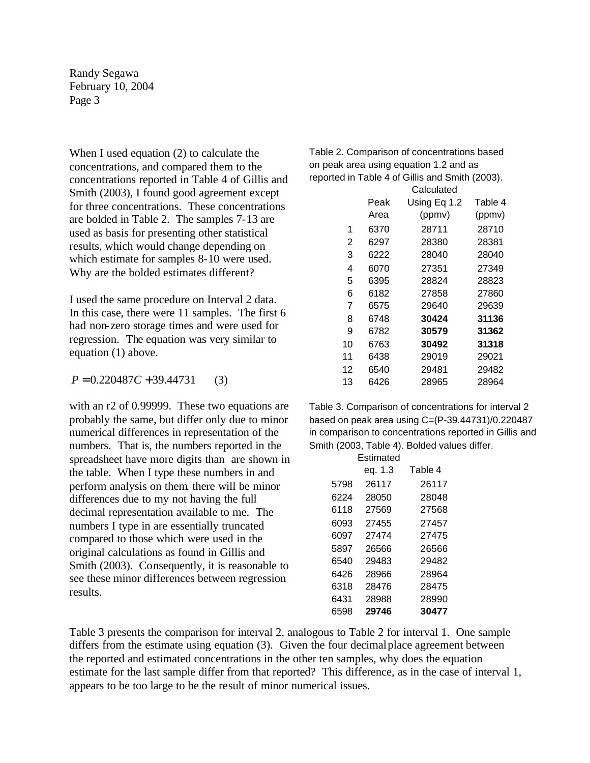When I used equation (2) to calculate the concentrations, and compared them to the concentrations reported in Table 4 of Gillis and Smith (2003), I found good agreement except for three concentrations. These concentrations are bolded in Table 2. The samples 7-13 are used as basis for presenting other statistical results, which would change depending on which estimate for samples 8-10 were used. Why are the bolded estimates different?

Table 2. Comparison of concentrations based on peak area using equation 1.2 and as reported in Table 4 of Gillis and Smith (2003).

| | Peak Area | Calculated Using Eq 1.2 (ppmv) | Table 4 (ppmv) |
|---|---|---|---|
| 1 | 6370 | 28711 | 28710 |
| 2 | 6297 | 28380 | 28381 |
| 3 | 6222 | 28040 | 28040 |
| 4 | 6070 | 27351 | 27349 |
| 5 | 6395 | 28824 | 28823 |
| 6 | 6182 | 27858 | 27860 |
| 7 | 6575 | 29640 | 29639 |
| 8 | 6748 | **30424** | **31136** |
| 9 | 6782 | **30579** | **31362** |
| 10 | 6763 | **30492** | **31318** |
| 11 | 6438 | 29019 | 29021 |
| 12 | 6540 | 29481 | 29482 |
| 13 | 6426 | 28965 | 28964 |

I used the same procedure on Interval 2 data. In this case, there were 11 samples. The first 6 had non-zero storage times and were used for regression. The equation was very similar to equation (1) above.

$$P = 0.220487C + 39.44731 \qquad (3)$$

with an r2 of 0.99999. These two equations are probably the same, but differ only due to minor numerical differences in representation of the numbers. That is, the numbers reported in the spreadsheet have more digits than are shown in the table. When I type these numbers in and perform analysis on them, there will be minor differences due to my not having the full decimal representation available to me. The numbers I type in are essentially truncated compared to those which were used in the original calculations as found in Gillis and Smith (2003). Consequently, it is reasonable to see these minor differences between regression results.

Table 3. Comparison of concentrations for interval 2 based on peak area using C=(P-39.44731)/0.220487 in comparison to concentrations reported in Gillis and Smith (2003, Table 4). Bolded values differ.

| | Estimated eq. 1.3 | Table 4 |
|---|---|---|
| 5798 | 26117 | 26117 |
| 6224 | 28050 | 28048 |
| 6118 | 27569 | 27568 |
| 6093 | 27455 | 27457 |
| 6097 | 27474 | 27475 |
| 5897 | 26566 | 26566 |
| 6540 | 29483 | 29482 |
| 6426 | 28966 | 28964 |
| 6318 | 28476 | 28475 |
| 6431 | 28988 | 28990 |
| 6598 | **29746** | **30477** |

Table 3 presents the comparison for interval 2, analogous to Table 2 for interval 1. One sample differs from the estimate using equation (3). Given the four decimal place agreement between the reported and estimated concentrations in the other ten samples, why does the equation estimate for the last sample differ from that reported? This difference, as in the case of interval 1, appears to be too large to be the result of minor numerical issues.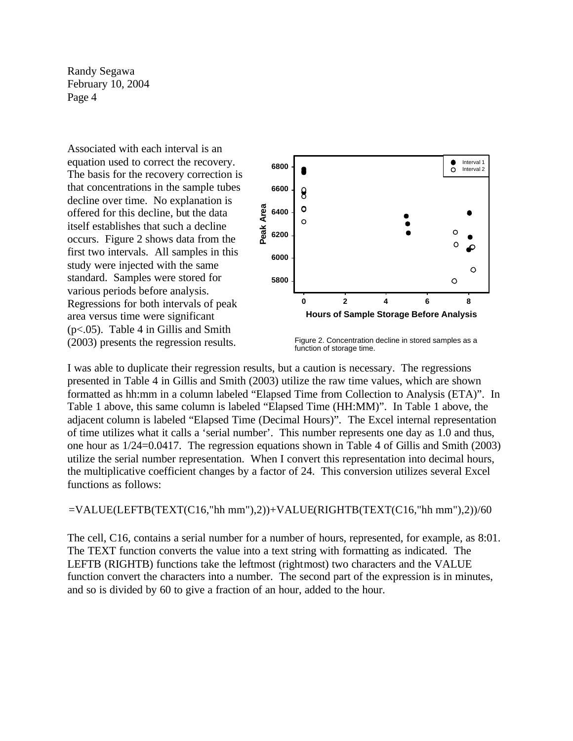Associated with each interval is an equation used to correct the recovery. The basis for the recovery correction is that concentrations in the sample tubes decline over time. No explanation is offered for this decline, but the data itself establishes that such a decline occurs. Figure 2 shows data from the first two intervals. All samples in this study were injected with the same standard. Samples were stored for various periods before analysis. Regressions for both intervals of peak area versus time were significant ($p<.05$). Table 4 in Gillis and Smith (2003) presents the regression results.

Figure 2. Concentration decline in stored samples as a function of storage time.

I was able to duplicate their regression results, but a caution is necessary. The regressions presented in Table 4 in Gillis and Smith (2003) utilize the raw time values, which are shown formatted as hh:mm in a column labeled "Elapsed Time from Collection to Analysis (ETA)". In Table 1 above, this same column is labeled "Elapsed Time (HH:MM)". In Table 1 above, the adjacent column is labeled "Elapsed Time (Decimal Hours)". The Excel internal representation of time utilizes what it calls a 'serial number'. This number represents one day as 1.0 and thus, one hour as 1/24=0.0417. The regression equations shown in Table 4 of Gillis and Smith (2003) utilize the serial number representation. When I convert this representation into decimal hours, the multiplicative coefficient changes by a factor of 24. This conversion utilizes several Excel functions as follows:

```
=VALUE(LEFTB(TEXT(C16,"hh mm"),2))+VALUE(RIGHTB(TEXT(C16,"hh mm"),2))/60
```

The cell, C16, contains a serial number for a number of hours, represented, for example, as 8:01. The TEXT function converts the value into a text string with formatting as indicated. The LEFTB (RIGHTB) functions take the leftmost (rightmost) two characters and the VALUE function convert the characters into a number. The second part of the expression is in minutes, and so is divided by 60 to give a fraction of an hour, added to the hour.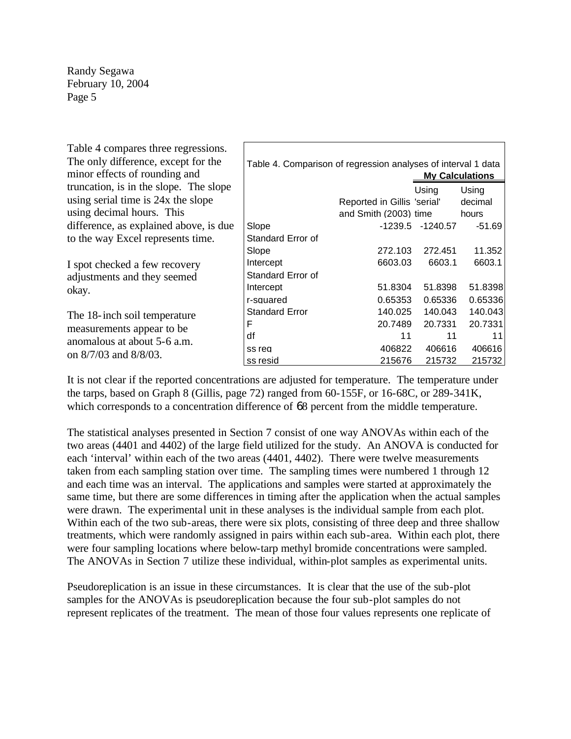Table 4 compares three regressions. The only difference, except for the minor effects of rounding and truncation, is in the slope. The slope using serial time is 24x the slope using decimal hours. This difference, as explained above, is due to the way Excel represents time.

I spot checked a few recovery adjustments and they seemed okay.

The 18-inch soil temperature measurements appear to be anomalous at about 5-6 a.m. on 8/7/03 and 8/8/03.

Table 4. Comparison of regression analyses of interval 1 data

| | Reported in Gillis and Smith (2003) | My Calculations: Using 'serial' time | My Calculations: Using decimal hours |
|---|---|---|---|
| Slope | -1239.5 | -1240.57 | -51.69 |
| Standard Error of Slope | 272.103 | 272.451 | 11.352 |
| Intercept | 6603.03 | 6603.1 | 6603.1 |
| Standard Error of Intercept | 51.8304 | 51.8398 | 51.8398 |
| r-squared | 0.65353 | 0.65336 | 0.65336 |
| Standard Error | 140.025 | 140.043 | 140.043 |
| F | 20.7489 | 20.7331 | 20.7331 |
| df | 11 | 11 | 11 |
| ss reg | 406822 | 406616 | 406616 |
| ss resid | 215676 | 215732 | 215732 |

It is not clear if the reported concentrations are adjusted for temperature. The temperature under the tarps, based on Graph 8 (Gillis, page 72) ranged from 60-155F, or 16-68C, or 289-341K, which corresponds to a concentration difference of ±8 percent from the middle temperature.

The statistical analyses presented in Section 7 consist of one way ANOVAs within each of the two areas (4401 and 4402) of the large field utilized for the study. An ANOVA is conducted for each 'interval' within each of the two areas (4401, 4402). There were twelve measurements taken from each sampling station over time. The sampling times were numbered 1 through 12 and each time was an interval. The applications and samples were started at approximately the same time, but there are some differences in timing after the application when the actual samples were drawn. The experimental unit in these analyses is the individual sample from each plot. Within each of the two sub-areas, there were six plots, consisting of three deep and three shallow treatments, which were randomly assigned in pairs within each sub-area. Within each plot, there were four sampling locations where below-tarp methyl bromide concentrations were sampled. The ANOVAs in Section 7 utilize these individual, within-plot samples as experimental units.

Pseudoreplication is an issue in these circumstances. It is clear that the use of the sub-plot samples for the ANOVAs is pseudoreplication because the four sub-plot samples do not represent replicates of the treatment. The mean of those four values represents one replicate of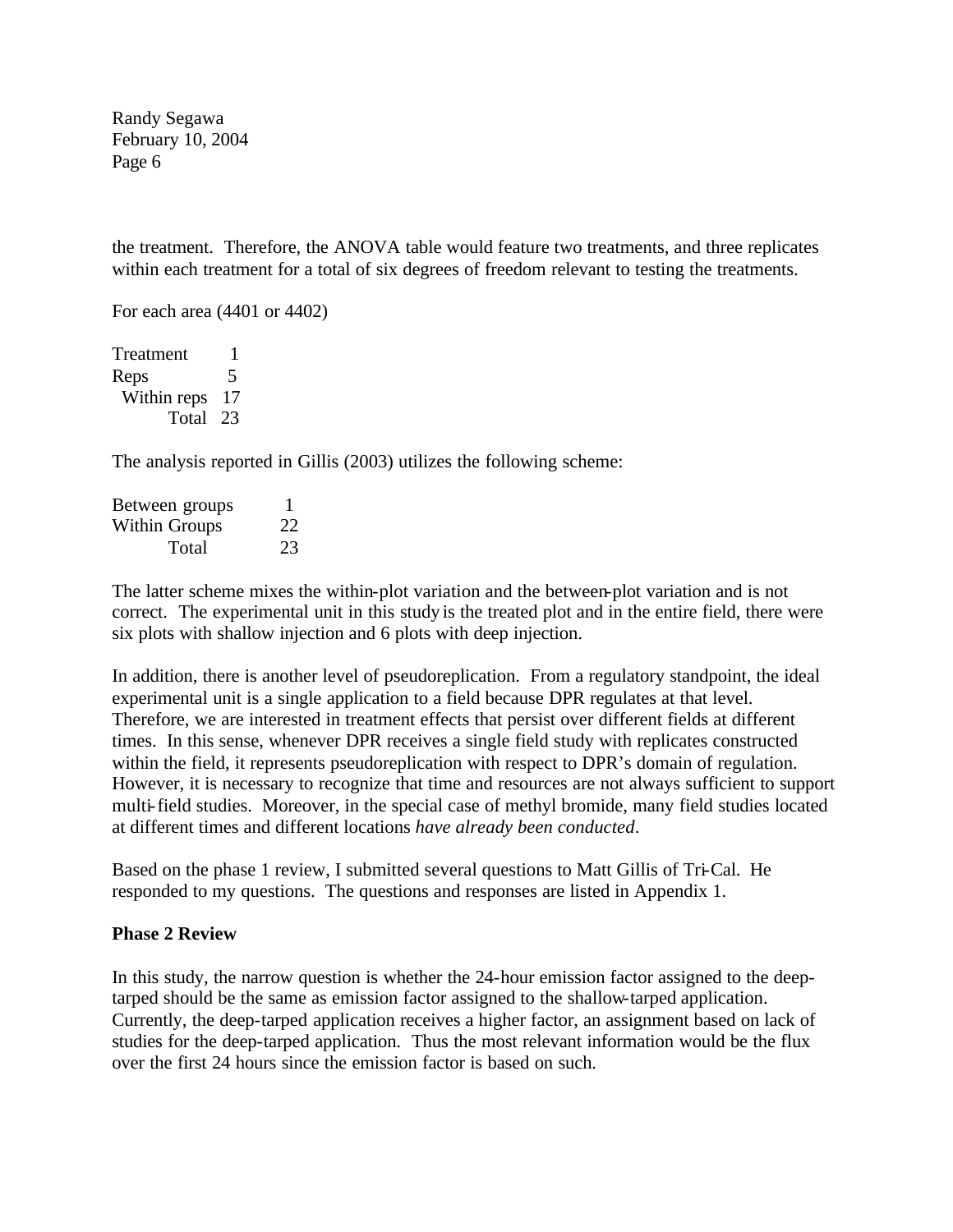the treatment. Therefore, the ANOVA table would feature two treatments, and three replicates within each treatment for a total of six degrees of freedom relevant to testing the treatments.

For each area (4401 or 4402)

| | |
|---|---|
| Treatment | 1 |
| Reps | 5 |
| Within reps | 17 |
| Total | 23 |

The analysis reported in Gillis (2003) utilizes the following scheme:

| | |
|---|---|
| Between groups | 1 |
| Within Groups | 22 |
| Total | 23 |

The latter scheme mixes the within-plot variation and the between-plot variation and is not correct. The experimental unit in this study is the treated plot and in the entire field, there were six plots with shallow injection and 6 plots with deep injection.

In addition, there is another level of pseudoreplication. From a regulatory standpoint, the ideal experimental unit is a single application to a field because DPR regulates at that level. Therefore, we are interested in treatment effects that persist over different fields at different times. In this sense, whenever DPR receives a single field study with replicates constructed within the field, it represents pseudoreplication with respect to DPR's domain of regulation. However, it is necessary to recognize that time and resources are not always sufficient to support multi-field studies. Moreover, in the special case of methyl bromide, many field studies located at different times and different locations *have already been conducted*.

Based on the phase 1 review, I submitted several questions to Matt Gillis of Tri-Cal. He responded to my questions. The questions and responses are listed in Appendix 1.

**Phase 2 Review**

In this study, the narrow question is whether the 24-hour emission factor assigned to the deep-tarped should be the same as emission factor assigned to the shallow-tarped application. Currently, the deep-tarped application receives a higher factor, an assignment based on lack of studies for the deep-tarped application. Thus the most relevant information would be the flux over the first 24 hours since the emission factor is based on such.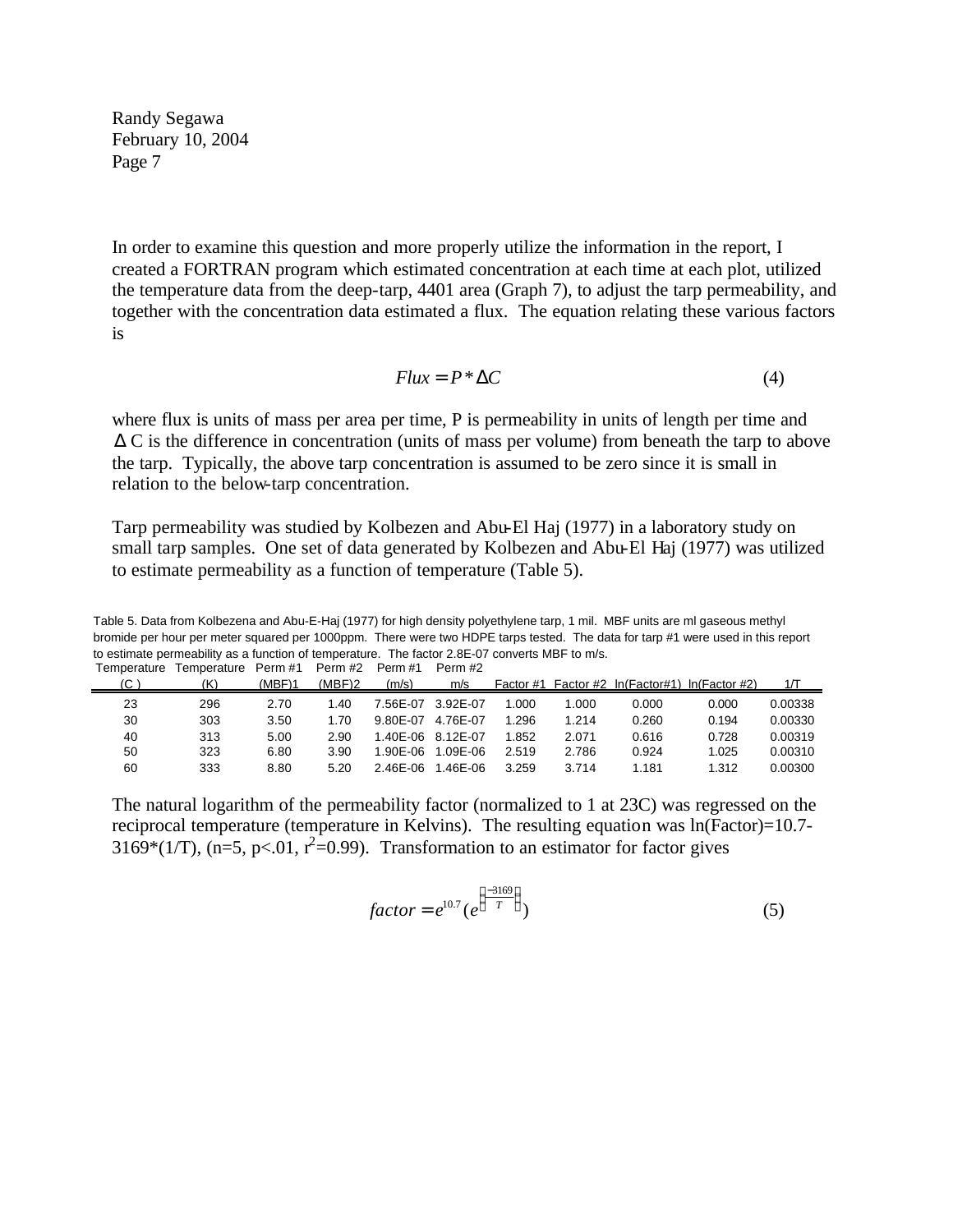In order to examine this question and more properly utilize the information in the report, I created a FORTRAN program which estimated concentration at each time at each plot, utilized the temperature data from the deep-tarp, 4401 area (Graph 7), to adjust the tarp permeability, and together with the concentration data estimated a flux. The equation relating these various factors is

$$Flux = P * \Delta C \tag{4}$$

where flux is units of mass per area per time, P is permeability in units of length per time and $\Delta$ C is the difference in concentration (units of mass per volume) from beneath the tarp to above the tarp. Typically, the above tarp concentration is assumed to be zero since it is small in relation to the below-tarp concentration.

Tarp permeability was studied by Kolbezen and Abu-El Haj (1977) in a laboratory study on small tarp samples. One set of data generated by Kolbezen and Abu-El Haj (1977) was utilized to estimate permeability as a function of temperature (Table 5).

Table 5. Data from Kolbezena and Abu-E-Haj (1977) for high density polyethylene tarp, 1 mil. MBF units are ml gaseous methyl bromide per hour per meter squared per 1000ppm. There were two HDPE tarps tested. The data for tarp #1 were used in this report to estimate permeability as a function of temperature. The factor 2.8E-07 converts MBF to m/s.

| Temperature (C ) | Temperature (K) | Perm #1 (MBF)1 | Perm #2 (MBF)2 | Perm #1 (m/s) | Perm #2 m/s | Factor #1 | Factor #2 | ln(Factor#1) | ln(Factor #2) | 1/T |
|---|---|---|---|---|---|---|---|---|---|---|
| 23 | 296 | 2.70 | 1.40 | 7.56E-07 | 3.92E-07 | 1.000 | 1.000 | 0.000 | 0.000 | 0.00338 |
| 30 | 303 | 3.50 | 1.70 | 9.80E-07 | 4.76E-07 | 1.296 | 1.214 | 0.260 | 0.194 | 0.00330 |
| 40 | 313 | 5.00 | 2.90 | 1.40E-06 | 8.12E-07 | 1.852 | 2.071 | 0.616 | 0.728 | 0.00319 |
| 50 | 323 | 6.80 | 3.90 | 1.90E-06 | 1.09E-06 | 2.519 | 2.786 | 0.924 | 1.025 | 0.00310 |
| 60 | 333 | 8.80 | 5.20 | 2.46E-06 | 1.46E-06 | 3.259 | 3.714 | 1.181 | 1.312 | 0.00300 |

The natural logarithm of the permeability factor (normalized to 1 at 23C) was regressed on the reciprocal temperature (temperature in Kelvins). The resulting equation was ln(Factor)=10.7-3169*(1/T), ($n=5$, $p<.01$, $r^2=0.99$). Transformation to an estimator for factor gives

$$factor = e^{10.7}\left(e^{\left(\frac{-3169}{T}\right)}\right) \tag{5}$$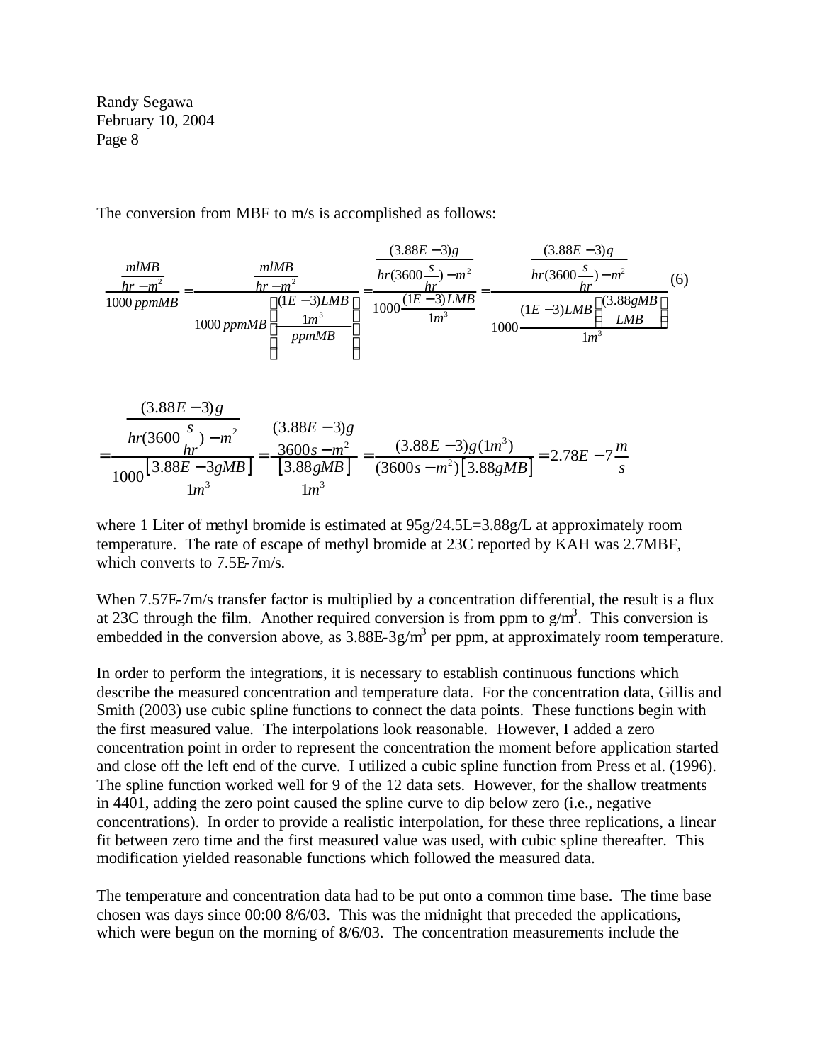The conversion from MBF to m/s is accomplished as follows:

$$\frac{\frac{mlMB}{hr-m^2}}{1000\,ppmMB}=\frac{\frac{mlMB}{hr-m^2}}{1000\,ppmMB\left(\frac{\frac{(1E-3)LMB}{1m^3}}{ppmMB}\right)}=\frac{\frac{(3.88E-3)g}{hr(3600\frac{s}{hr})-m^2}}{1000\frac{(1E-3)LMB}{1m^3}}=\frac{\frac{(3.88E-3)g}{hr(3600\frac{s}{hr})-m^2}}{1000\frac{(1E-3)LMB\left(\frac{3.88gMB}{LMB}\right)}{1m^3}} \quad (6)$$

$$=\frac{\frac{(3.88E-3)g}{hr(3600\frac{s}{hr})-m^2}}{1000\frac{\left[3.88E-3gMB\right]}{1m^3}}=\frac{\frac{(3.88E-3)g}{3600s-m^2}}{\frac{\left[3.88gMB\right]}{1m^3}}=\frac{(3.88E-3)g(1m^3)}{(3600s-m^2)\left[3.88gMB\right]}=2.78E-7\frac{m}{s}$$

where 1 Liter of methyl bromide is estimated at 95g/24.5L=3.88g/L at approximately room temperature. The rate of escape of methyl bromide at 23C reported by KAH was 2.7MBF, which converts to 7.5E-7m/s.

When 7.57E-7m/s transfer factor is multiplied by a concentration differential, the result is a flux at 23C through the film. Another required conversion is from ppm to g/m$^3$. This conversion is embedded in the conversion above, as 3.88E-3g/m$^3$ per ppm, at approximately room temperature.

In order to perform the integrations, it is necessary to establish continuous functions which describe the measured concentration and temperature data. For the concentration data, Gillis and Smith (2003) use cubic spline functions to connect the data points. These functions begin with the first measured value. The interpolations look reasonable. However, I added a zero concentration point in order to represent the concentration the moment before application started and close off the left end of the curve. I utilized a cubic spline function from Press et al. (1996). The spline function worked well for 9 of the 12 data sets. However, for the shallow treatments in 4401, adding the zero point caused the spline curve to dip below zero (i.e., negative concentrations). In order to provide a realistic interpolation, for these three replications, a linear fit between zero time and the first measured value was used, with cubic spline thereafter. This modification yielded reasonable functions which followed the measured data.

The temperature and concentration data had to be put onto a common time base. The time base chosen was days since 00:00 8/6/03. This was the midnight that preceded the applications, which were begun on the morning of 8/6/03. The concentration measurements include the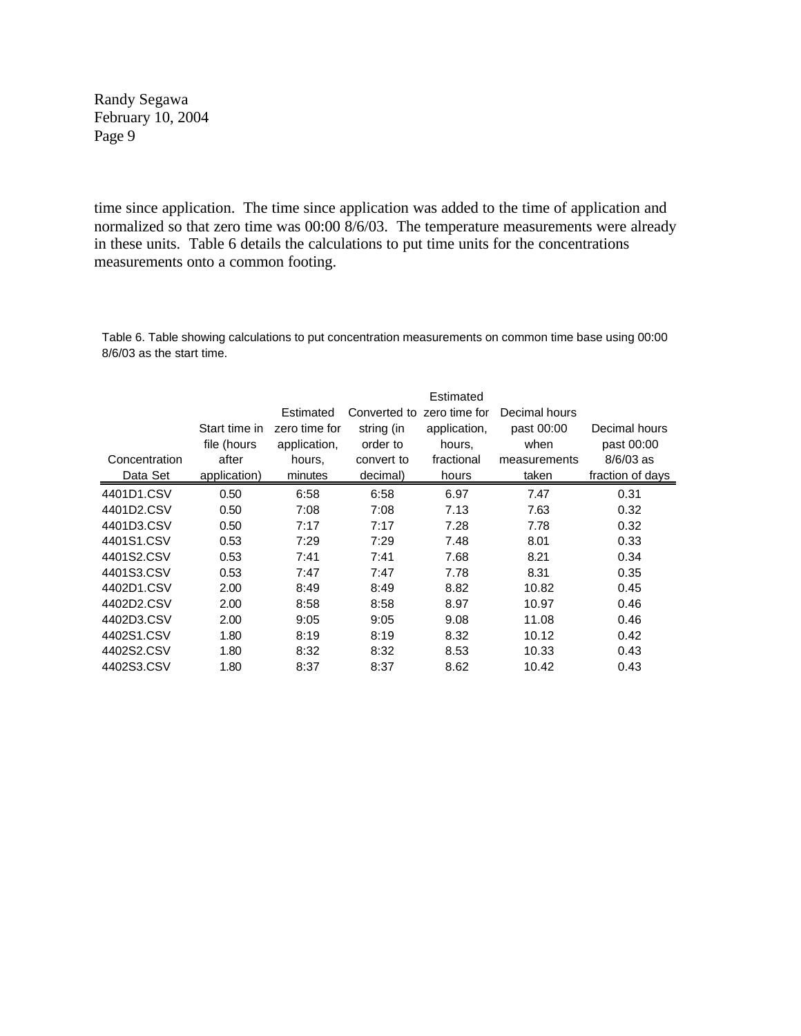time since application. The time since application was added to the time of application and normalized so that zero time was 00:00 8/6/03. The temperature measurements were already in these units. Table 6 details the calculations to put time units for the concentrations measurements onto a common footing.

Table 6. Table showing calculations to put concentration measurements on common time base using 00:00 8/6/03 as the start time.

| Concentration Data Set | Start time in file (hours after application) | Estimated zero time for application, hours, minutes | Converted to string (in order to convert to decimal) | Estimated zero time for application, hours, fractional hours | Decimal hours past 00:00 when measurements taken | Decimal hours past 00:00 8/6/03 as fraction of days |
|---|---|---|---|---|---|---|
| 4401D1.CSV | 0.50 | 6:58 | 6:58 | 6.97 | 7.47 | 0.31 |
| 4401D2.CSV | 0.50 | 7:08 | 7:08 | 7.13 | 7.63 | 0.32 |
| 4401D3.CSV | 0.50 | 7:17 | 7:17 | 7.28 | 7.78 | 0.32 |
| 4401S1.CSV | 0.53 | 7:29 | 7:29 | 7.48 | 8.01 | 0.33 |
| 4401S2.CSV | 0.53 | 7:41 | 7:41 | 7.68 | 8.21 | 0.34 |
| 4401S3.CSV | 0.53 | 7:47 | 7:47 | 7.78 | 8.31 | 0.35 |
| 4402D1.CSV | 2.00 | 8:49 | 8:49 | 8.82 | 10.82 | 0.45 |
| 4402D2.CSV | 2.00 | 8:58 | 8:58 | 8.97 | 10.97 | 0.46 |
| 4402D3.CSV | 2.00 | 9:05 | 9:05 | 9.08 | 11.08 | 0.46 |
| 4402S1.CSV | 1.80 | 8:19 | 8:19 | 8.32 | 10.12 | 0.42 |
| 4402S2.CSV | 1.80 | 8:32 | 8:32 | 8.53 | 10.33 | 0.43 |
| 4402S3.CSV | 1.80 | 8:37 | 8:37 | 8.62 | 10.42 | 0.43 |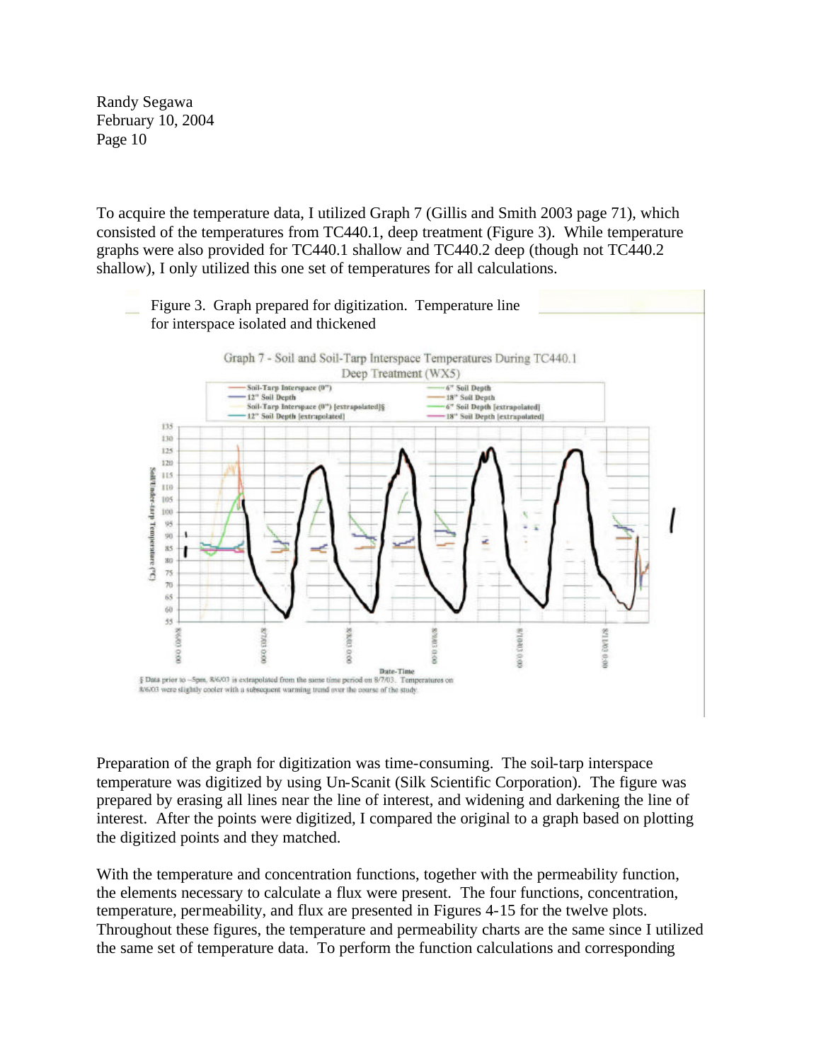To acquire the temperature data, I utilized Graph 7 (Gillis and Smith 2003 page 71), which consisted of the temperatures from TC440.1, deep treatment (Figure 3). While temperature graphs were also provided for TC440.1 shallow and TC440.2 deep (though not TC440.2 shallow), I only utilized this one set of temperatures for all calculations.

Figure 3. Graph prepared for digitization. Temperature line for interspace isolated and thickened

Graph 7 - Soil and Soil-Tarp Interspace Temperatures During TC440.1 Deep Treatment (WX5)

§ Data prior to ~5pm, 8/6/03 is extrapolated from the same time period on 8/7/03. Temperatures on 8/6/03 were slightly cooler with a subsequent warming trend over the course of the study.

Preparation of the graph for digitization was time-consuming. The soil-tarp interspace temperature was digitized by using Un-Scanit (Silk Scientific Corporation). The figure was prepared by erasing all lines near the line of interest, and widening and darkening the line of interest. After the points were digitized, I compared the original to a graph based on plotting the digitized points and they matched.

With the temperature and concentration functions, together with the permeability function, the elements necessary to calculate a flux were present. The four functions, concentration, temperature, permeability, and flux are presented in Figures 4-15 for the twelve plots. Throughout these figures, the temperature and permeability charts are the same since I utilized the same set of temperature data. To perform the function calculations and corresponding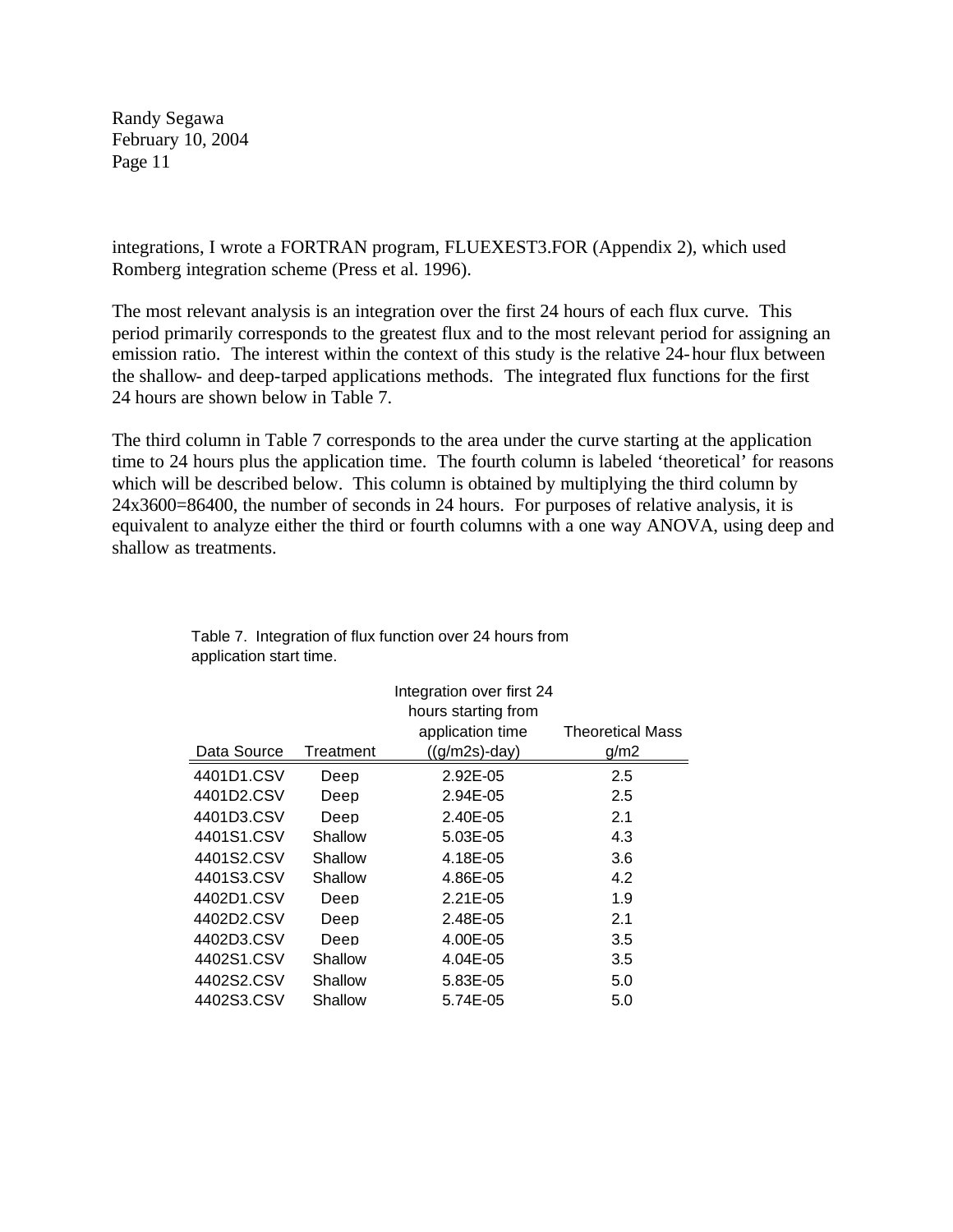integrations, I wrote a FORTRAN program, FLUEXEST3.FOR (Appendix 2), which used Romberg integration scheme (Press et al. 1996).

The most relevant analysis is an integration over the first 24 hours of each flux curve. This period primarily corresponds to the greatest flux and to the most relevant period for assigning an emission ratio. The interest within the context of this study is the relative 24-hour flux between the shallow- and deep-tarped applications methods. The integrated flux functions for the first 24 hours are shown below in Table 7.

The third column in Table 7 corresponds to the area under the curve starting at the application time to 24 hours plus the application time. The fourth column is labeled 'theoretical' for reasons which will be described below. This column is obtained by multiplying the third column by 24x3600=86400, the number of seconds in 24 hours. For purposes of relative analysis, it is equivalent to analyze either the third or fourth columns with a one way ANOVA, using deep and shallow as treatments.

Table 7. Integration of flux function over 24 hours from application start time.

| Data Source | Treatment | Integration over first 24 hours starting from application time ((g/m2s)-day) | Theoretical Mass g/m2 |
|---|---|---|---|
| 4401D1.CSV | Deep | 2.92E-05 | 2.5 |
| 4401D2.CSV | Deep | 2.94E-05 | 2.5 |
| 4401D3.CSV | Deep | 2.40E-05 | 2.1 |
| 4401S1.CSV | Shallow | 5.03E-05 | 4.3 |
| 4401S2.CSV | Shallow | 4.18E-05 | 3.6 |
| 4401S3.CSV | Shallow | 4.86E-05 | 4.2 |
| 4402D1.CSV | Deep | 2.21E-05 | 1.9 |
| 4402D2.CSV | Deep | 2.48E-05 | 2.1 |
| 4402D3.CSV | Deep | 4.00E-05 | 3.5 |
| 4402S1.CSV | Shallow | 4.04E-05 | 3.5 |
| 4402S2.CSV | Shallow | 5.83E-05 | 5.0 |
| 4402S3.CSV | Shallow | 5.74E-05 | 5.0 |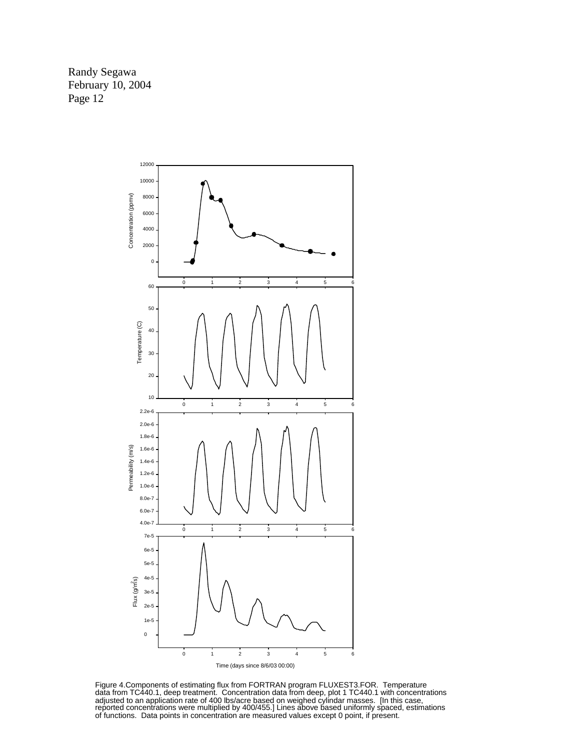Figure 4.Components of estimating flux from FORTRAN program FLUXEST3.FOR. Temperature data from TC440.1, deep treatment. Concentration data from deep, plot 1 TC440.1 with concentrations adjusted to an application rate of 400 lbs/acre based on weighed cylindar masses. [In this case, reported concentrations were multiplied by 400/455.] Lines above based uniformly spaced, estimations of functions. Data points in concentration are measured values except 0 point, if present.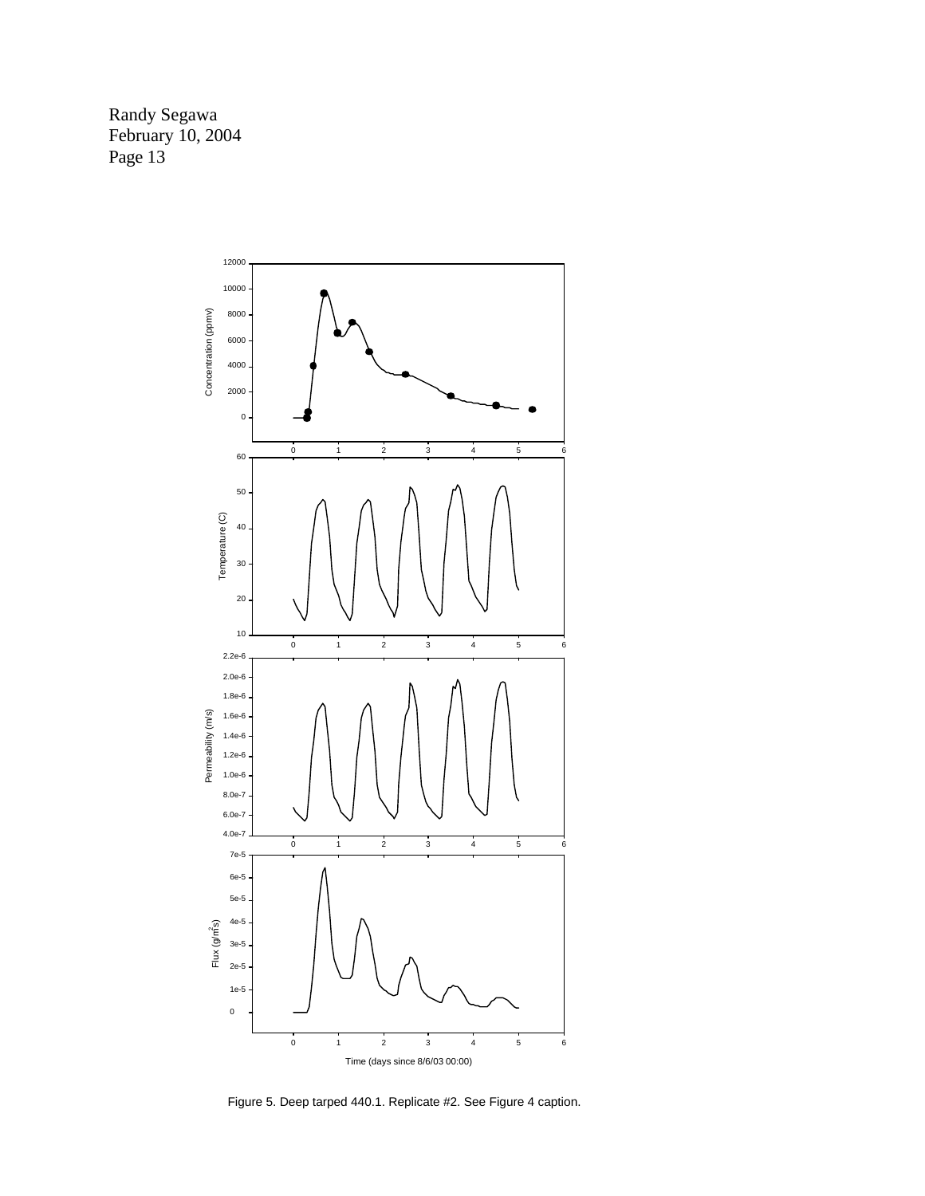Figure 5. Deep tarped 440.1. Replicate #2. See Figure 4 caption.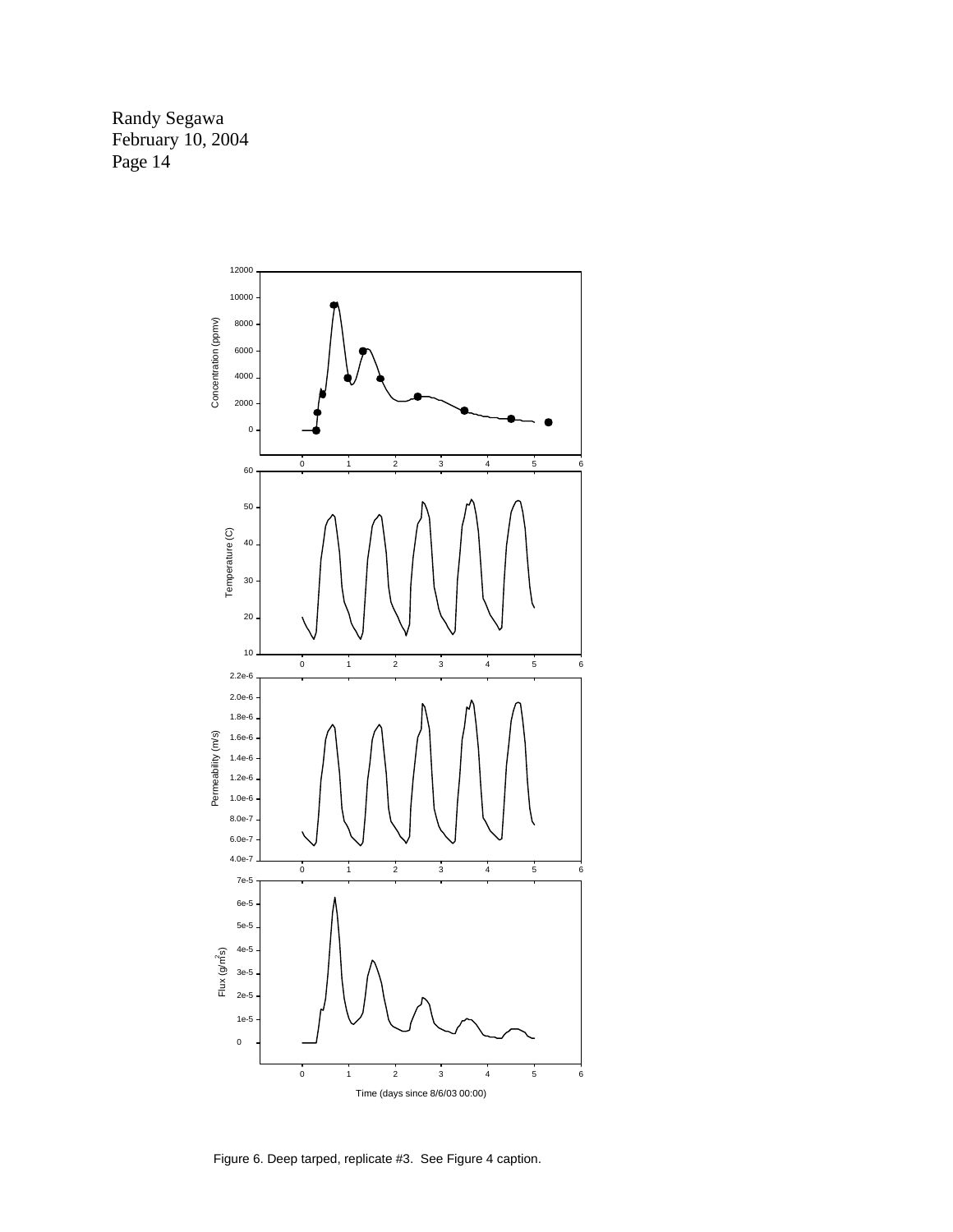Figure 6. Deep tarped, replicate #3. See Figure 4 caption.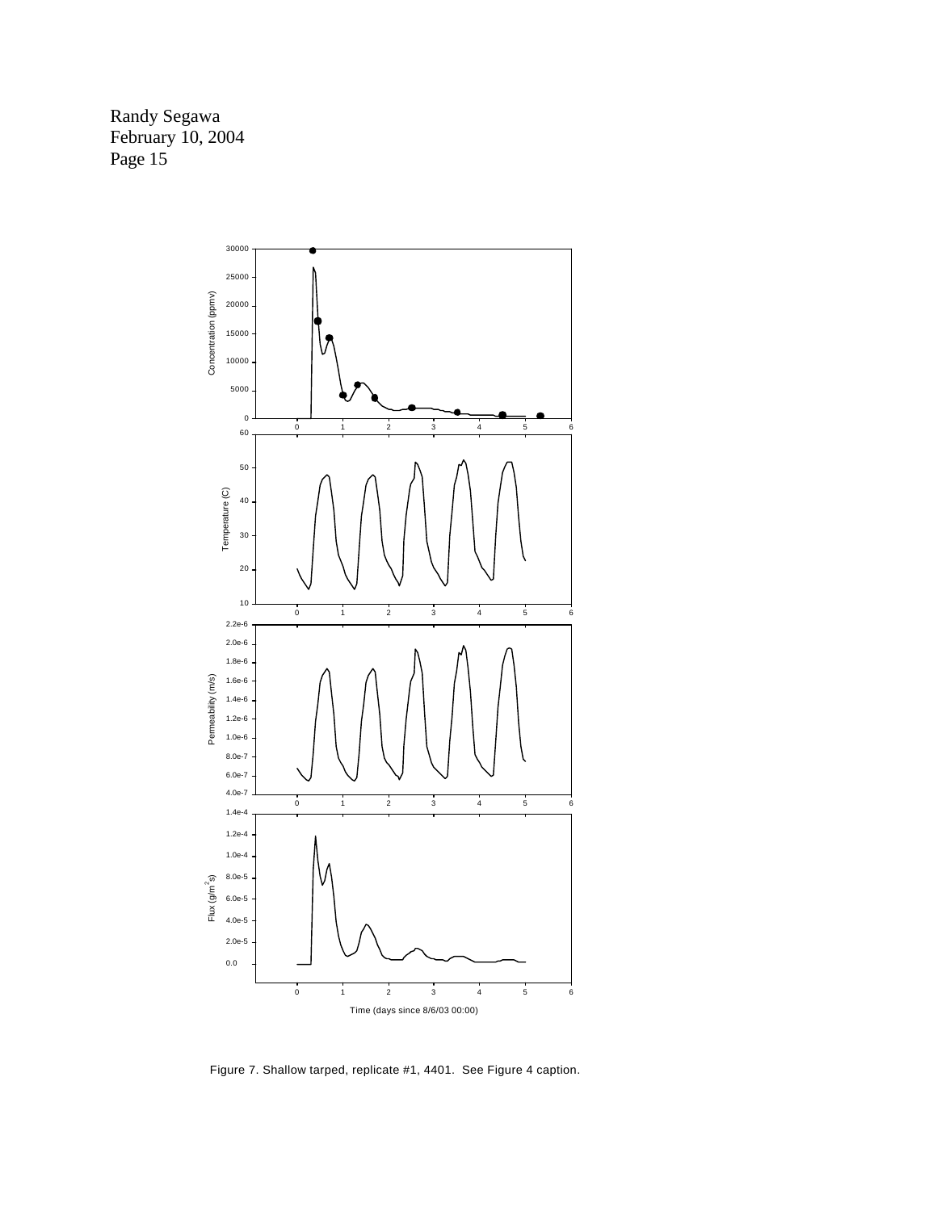Figure 7. Shallow tarped, replicate #1, 4401. See Figure 4 caption.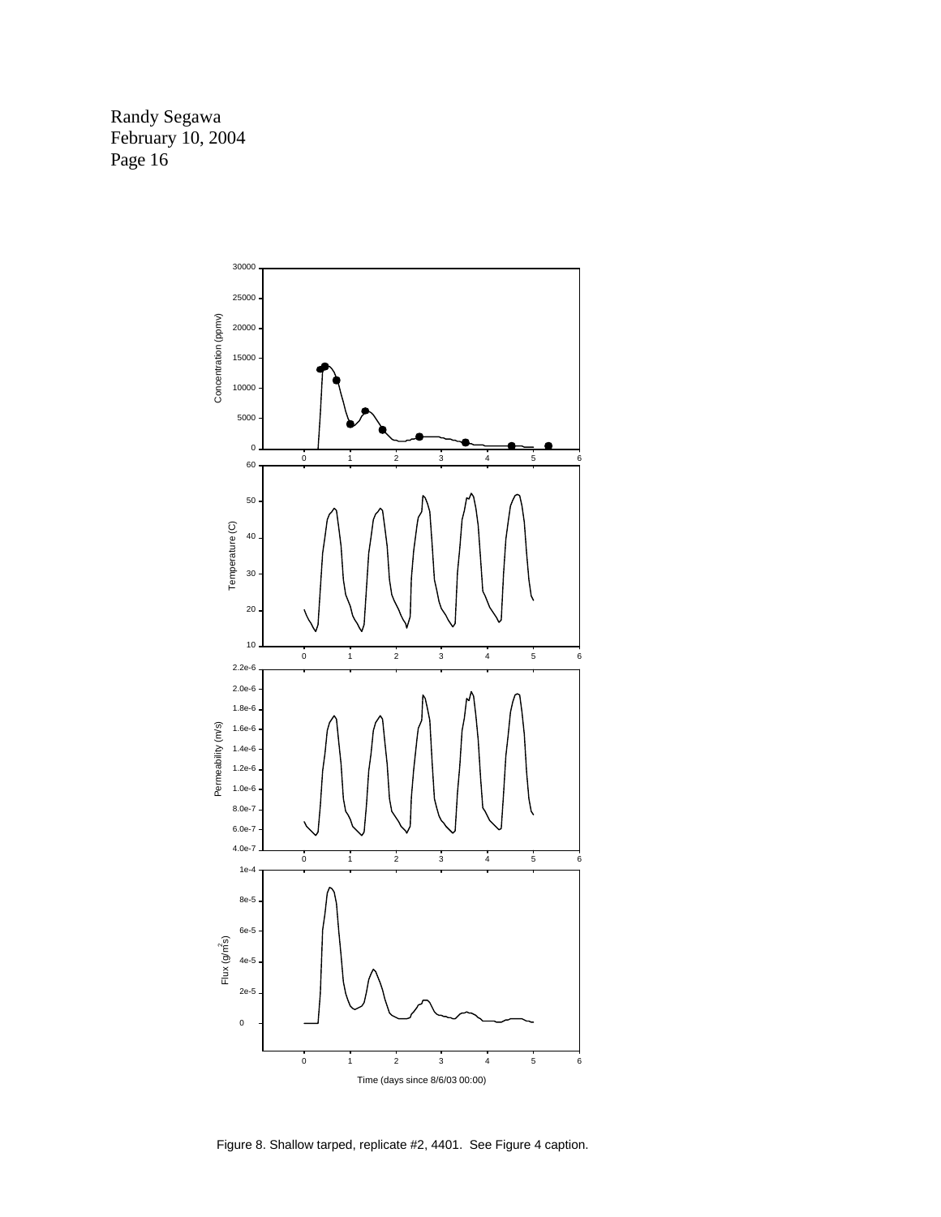Figure 8. Shallow tarped, replicate #2, 4401. See Figure 4 caption.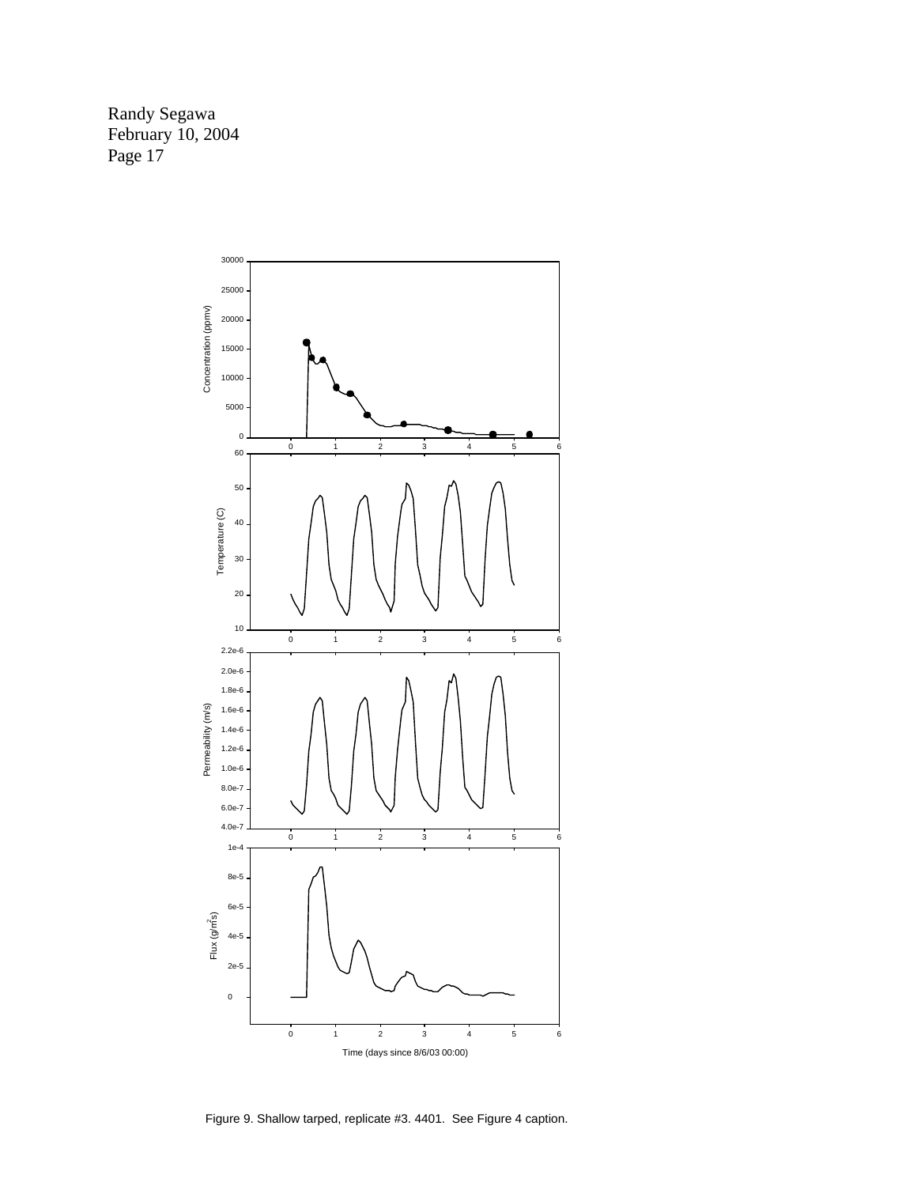Figure 9. Shallow tarped, replicate #3. 4401. See Figure 4 caption.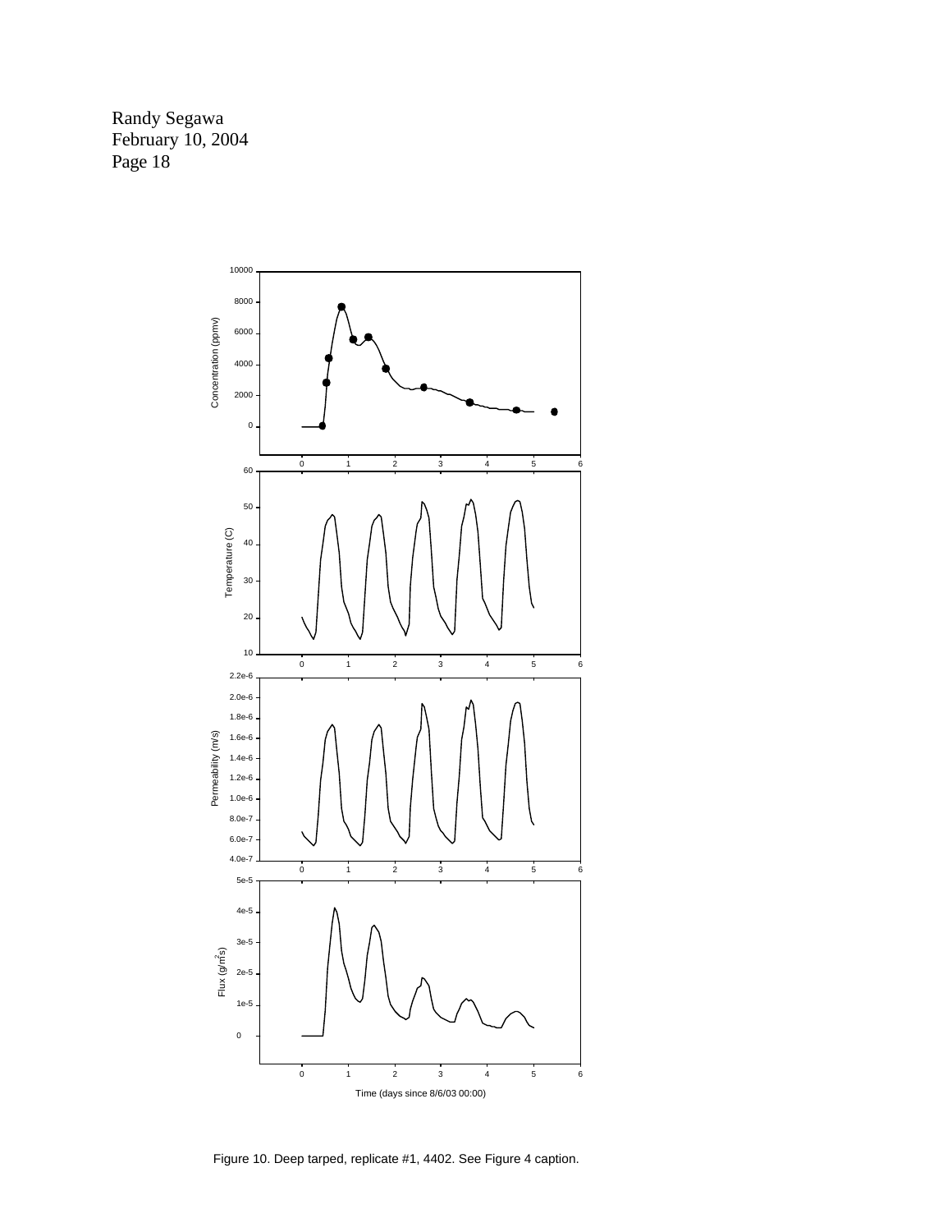Figure 10. Deep tarped, replicate #1, 4402. See Figure 4 caption.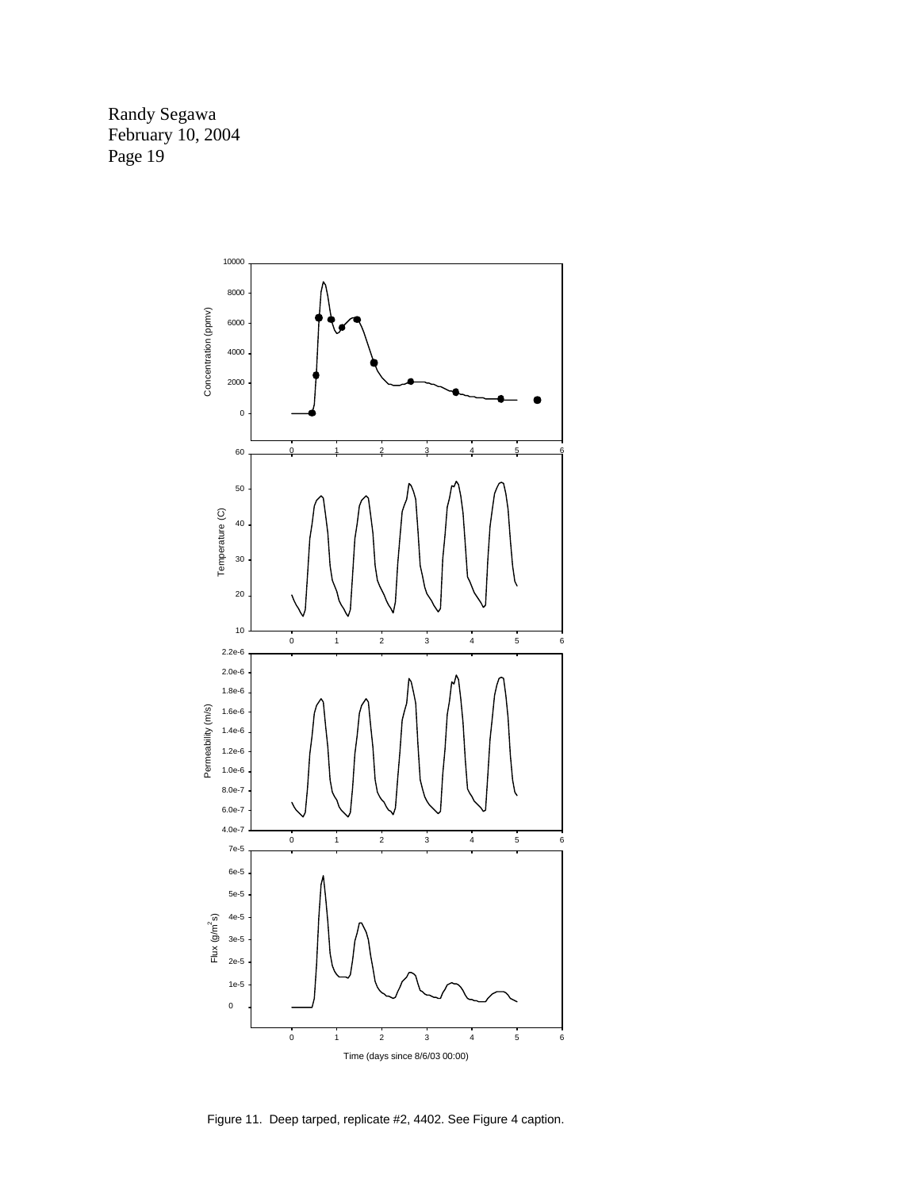Figure 11. Deep tarped, replicate #2, 4402. See Figure 4 caption.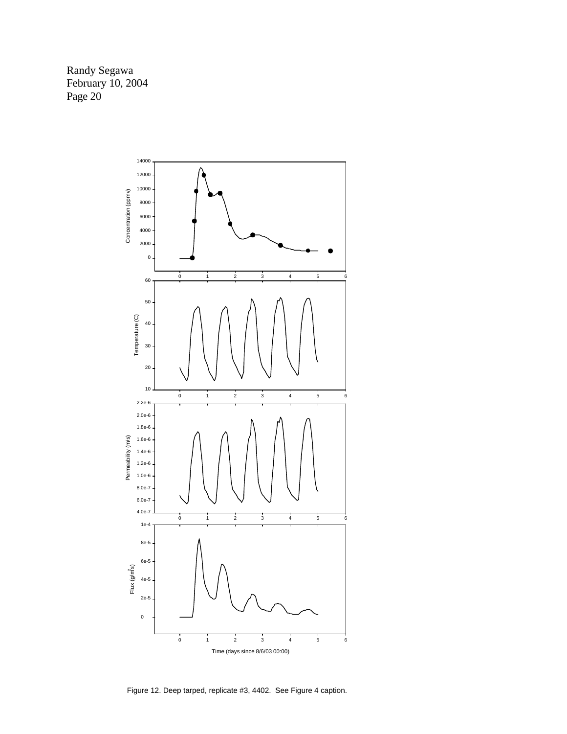Figure 12. Deep tarped, replicate #3, 4402. See Figure 4 caption.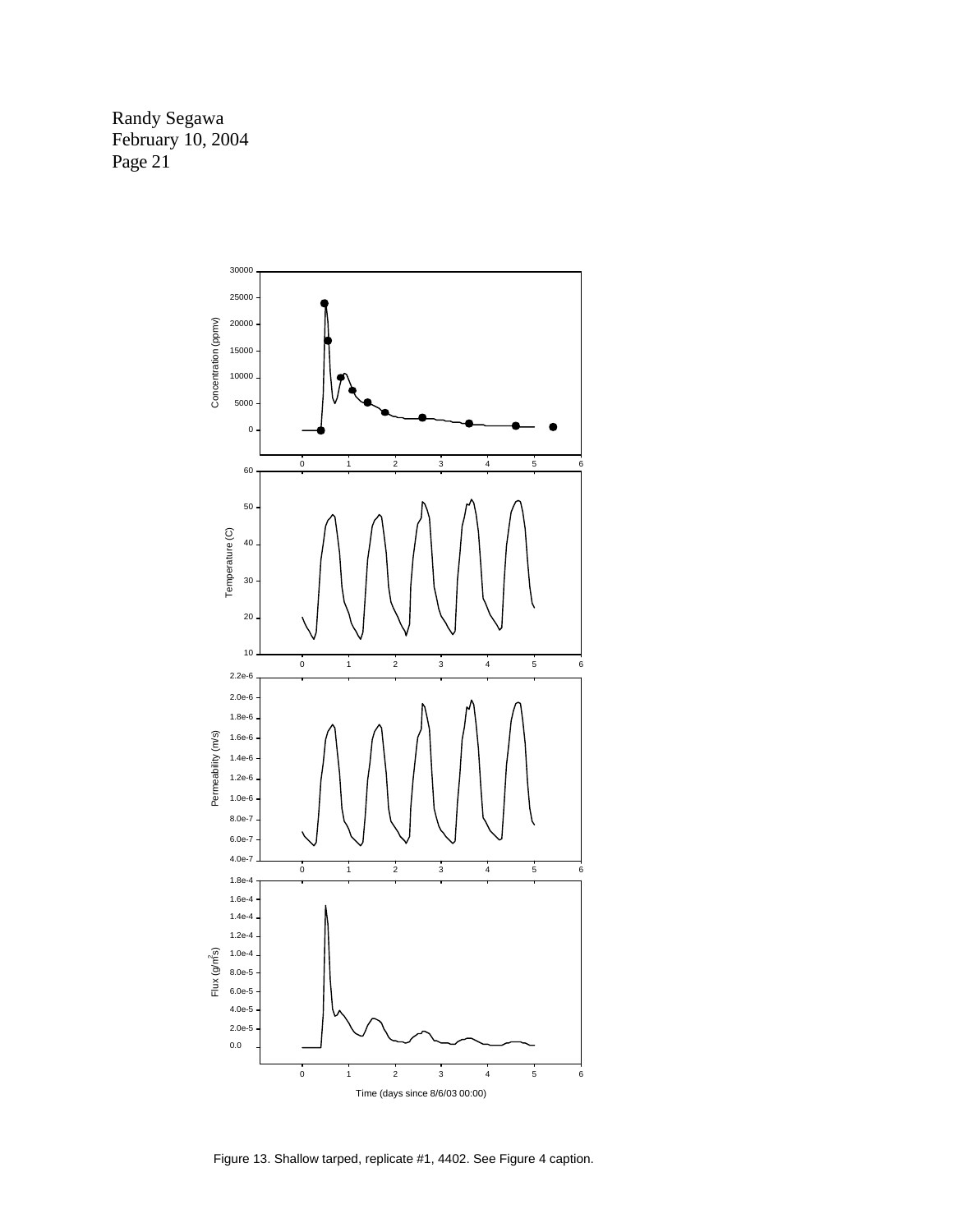Figure 13. Shallow tarped, replicate #1, 4402. See Figure 4 caption.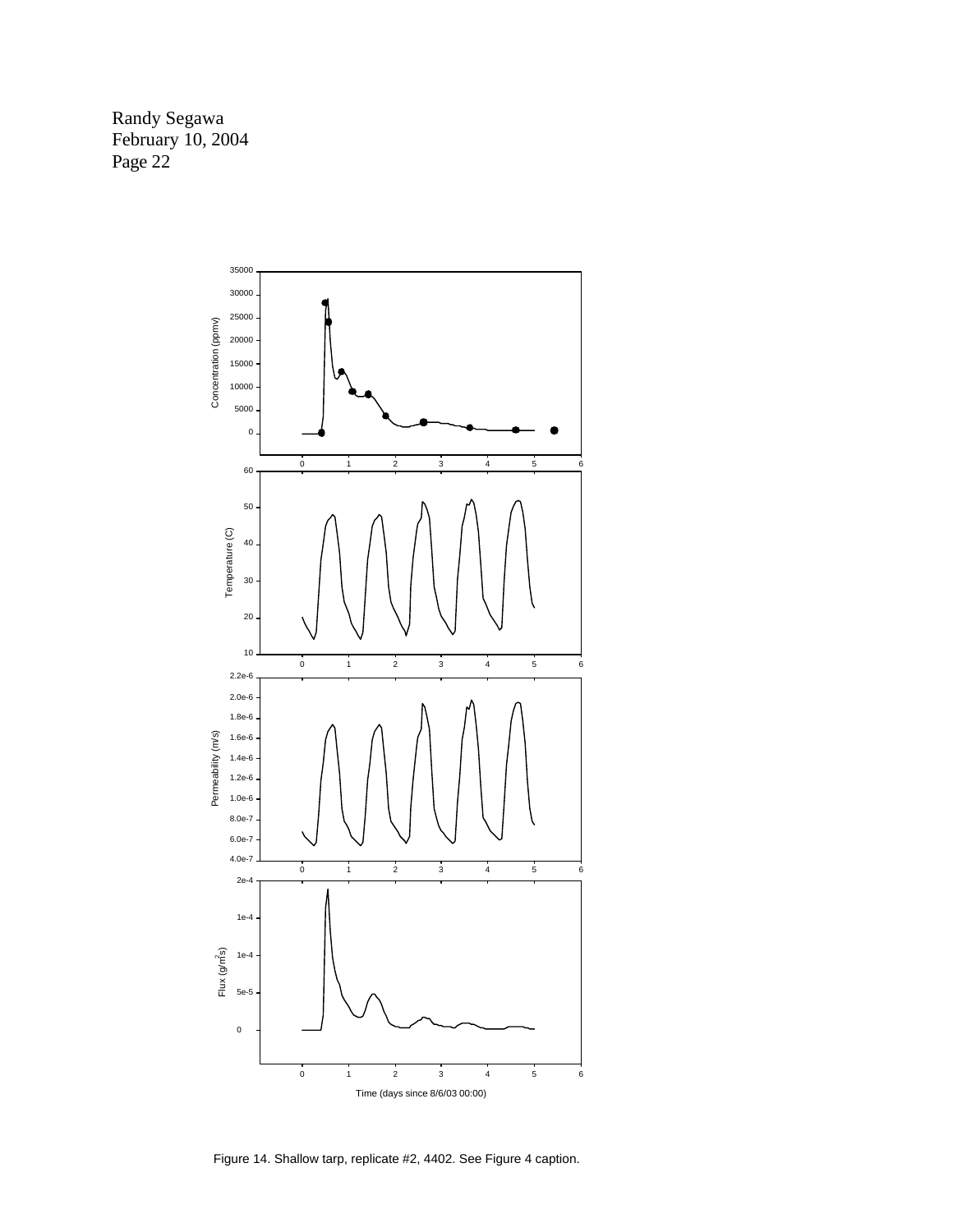Figure 14. Shallow tarp, replicate #2, 4402. See Figure 4 caption.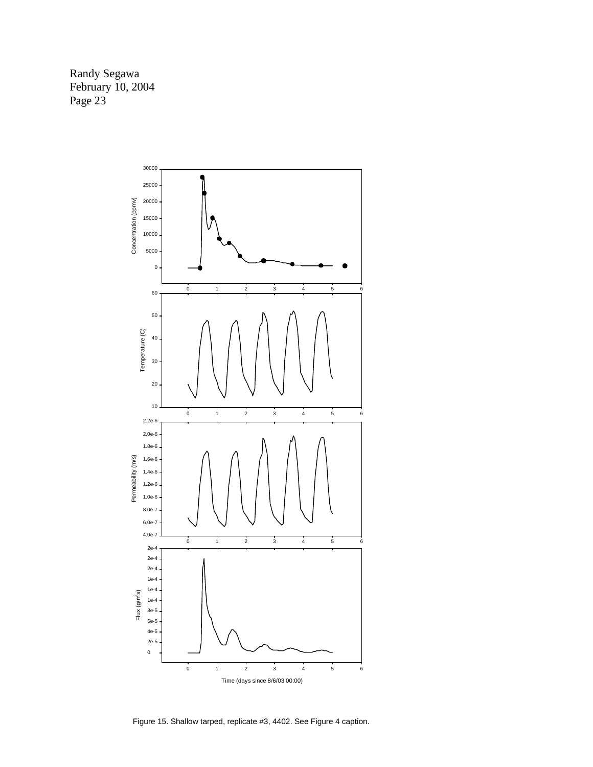Figure 15. Shallow tarped, replicate #3, 4402. See Figure 4 caption.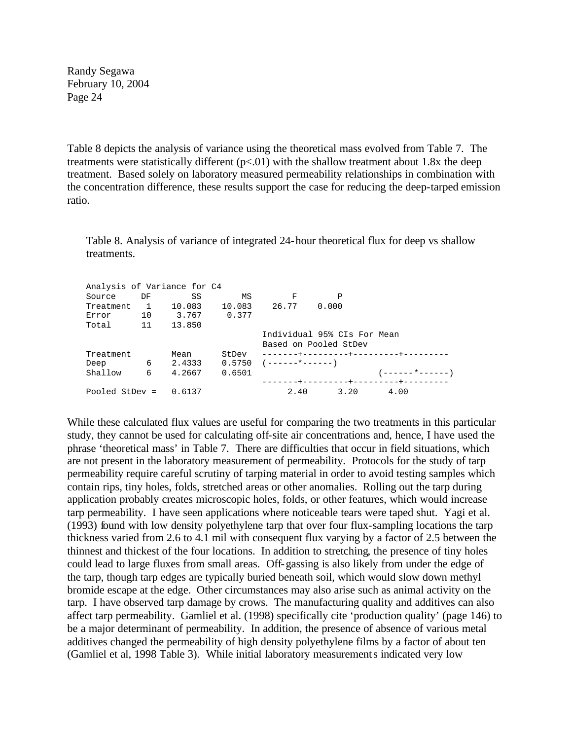Table 8 depicts the analysis of variance using the theoretical mass evolved from Table 7. The treatments were statistically different ($p<.01$) with the shallow treatment about 1.8x the deep treatment. Based solely on laboratory measured permeability relationships in combination with the concentration difference, these results support the case for reducing the deep-tarped emission ratio.

Table 8. Analysis of variance of integrated 24-hour theoretical flux for deep vs shallow treatments.

```
Analysis of Variance for C4
Source     DF        SS        MS        F        P
Treatment   1    10.083    10.083    26.77    0.000
Error      10     3.767     0.377
Total      11    13.850
                                   Individual 95% CIs For Mean
                                   Based on Pooled StDev
Treatment        Mean      StDev   -------+---------+---------+---------
Deep       6    2.4333    0.5750   (------*------)
Shallow    6    4.2667    0.6501                           (------*------)
                                   -------+---------+---------+---------
Pooled StDev =   0.6137                2.40      3.20      4.00
```

While these calculated flux values are useful for comparing the two treatments in this particular study, they cannot be used for calculating off-site air concentrations and, hence, I have used the phrase 'theoretical mass' in Table 7. There are difficulties that occur in field situations, which are not present in the laboratory measurement of permeability. Protocols for the study of tarp permeability require careful scrutiny of tarping material in order to avoid testing samples which contain rips, tiny holes, folds, stretched areas or other anomalies. Rolling out the tarp during application probably creates microscopic holes, folds, or other features, which would increase tarp permeability. I have seen applications where noticeable tears were taped shut. Yagi et al. (1993) found with low density polyethylene tarp that over four flux-sampling locations the tarp thickness varied from 2.6 to 4.1 mil with consequent flux varying by a factor of 2.5 between the thinnest and thickest of the four locations. In addition to stretching, the presence of tiny holes could lead to large fluxes from small areas. Off-gassing is also likely from under the edge of the tarp, though tarp edges are typically buried beneath soil, which would slow down methyl bromide escape at the edge. Other circumstances may also arise such as animal activity on the tarp. I have observed tarp damage by crows. The manufacturing quality and additives can also affect tarp permeability. Gamliel et al. (1998) specifically cite 'production quality' (page 146) to be a major determinant of permeability. In addition, the presence of absence of various metal additives changed the permeability of high density polyethylene films by a factor of about ten (Gamliel et al, 1998 Table 3). While initial laboratory measurements indicated very low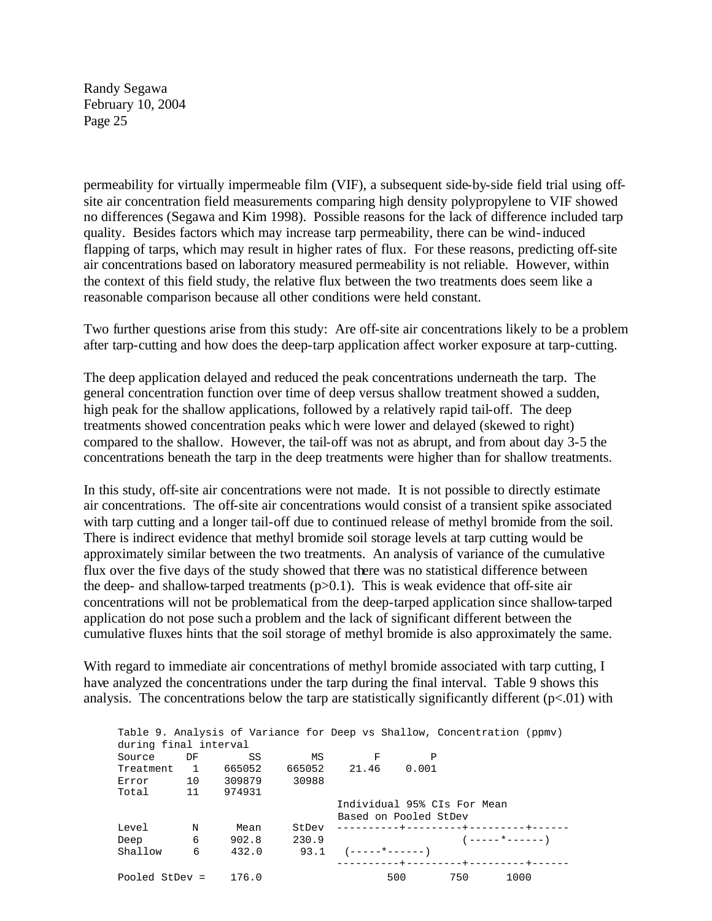permeability for virtually impermeable film (VIF), a subsequent side-by-side field trial using off-site air concentration field measurements comparing high density polypropylene to VIF showed no differences (Segawa and Kim 1998). Possible reasons for the lack of difference included tarp quality. Besides factors which may increase tarp permeability, there can be wind-induced flapping of tarps, which may result in higher rates of flux. For these reasons, predicting off-site air concentrations based on laboratory measured permeability is not reliable. However, within the context of this field study, the relative flux between the two treatments does seem like a reasonable comparison because all other conditions were held constant.

Two further questions arise from this study: Are off-site air concentrations likely to be a problem after tarp-cutting and how does the deep-tarp application affect worker exposure at tarp-cutting.

The deep application delayed and reduced the peak concentrations underneath the tarp. The general concentration function over time of deep versus shallow treatment showed a sudden, high peak for the shallow applications, followed by a relatively rapid tail-off. The deep treatments showed concentration peaks which were lower and delayed (skewed to right) compared to the shallow. However, the tail-off was not as abrupt, and from about day 3-5 the concentrations beneath the tarp in the deep treatments were higher than for shallow treatments.

In this study, off-site air concentrations were not made. It is not possible to directly estimate air concentrations. The off-site air concentrations would consist of a transient spike associated with tarp cutting and a longer tail-off due to continued release of methyl bromide from the soil. There is indirect evidence that methyl bromide soil storage levels at tarp cutting would be approximately similar between the two treatments. An analysis of variance of the cumulative flux over the five days of the study showed that there was no statistical difference between the deep- and shallow-tarped treatments ($p>0.1$). This is weak evidence that off-site air concentrations will not be problematical from the deep-tarped application since shallow-tarped application do not pose such a problem and the lack of significant different between the cumulative fluxes hints that the soil storage of methyl bromide is also approximately the same.

With regard to immediate air concentrations of methyl bromide associated with tarp cutting, I have analyzed the concentrations under the tarp during the final interval. Table 9 shows this analysis. The concentrations below the tarp are statistically significantly different ($p<.01$) with

```
Table 9. Analysis of Variance for Deep vs Shallow, Concentration (ppmv)
during final interval
Source      DF        SS        MS         F         P
Treatment    1    665052    665052     21.46     0.001
Error       10    309879     30988
Total       11    974931
                                    Individual 95% CIs For Mean
                                    Based on Pooled StDev
Level        N      Mean     StDev  ----------+---------+---------+------
Deep         6     902.8     230.9                      (-----*------)
Shallow      6     432.0      93.1   (-----*------)
                                    ----------+---------+---------+------
Pooled StDev =     176.0                    500       750      1000
```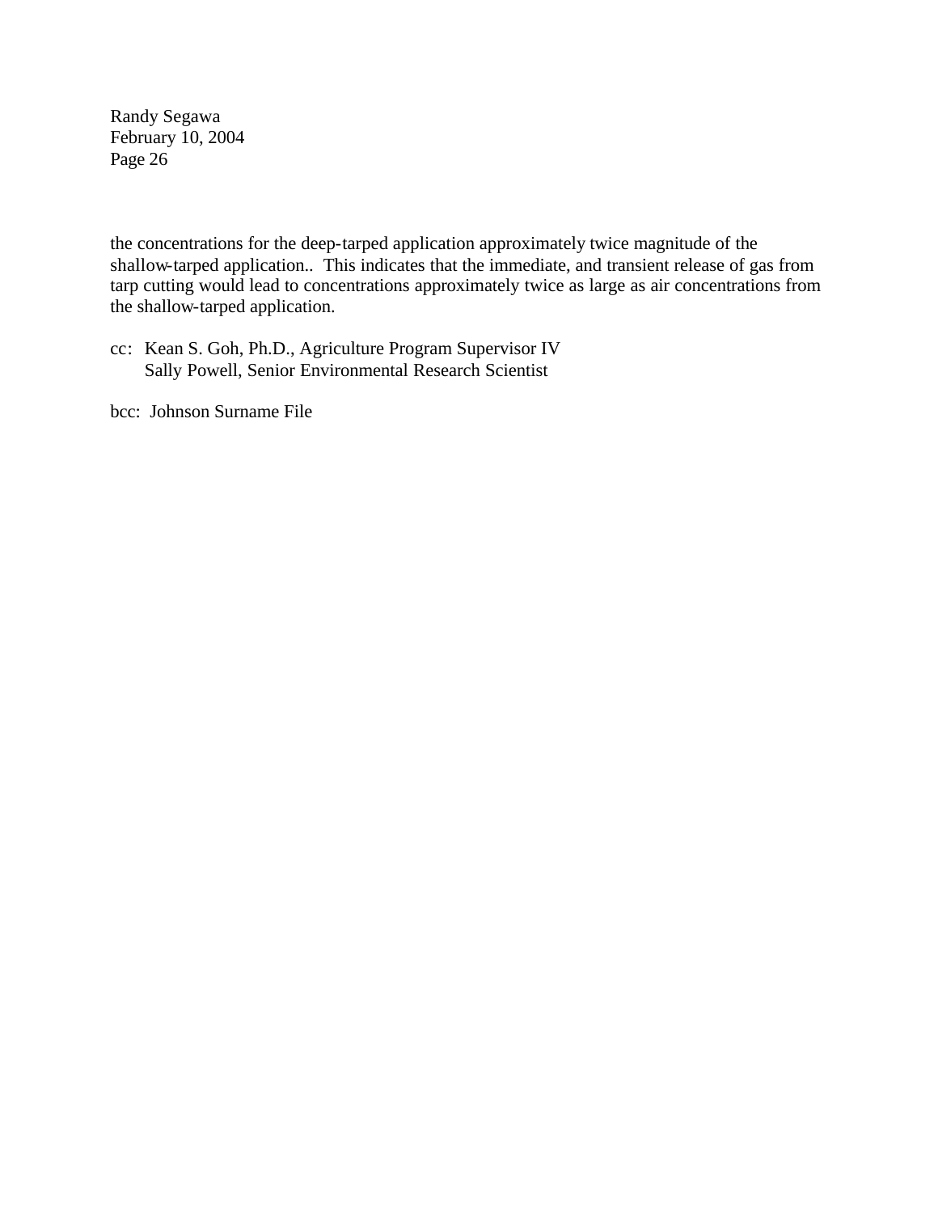the concentrations for the deep-tarped application approximately twice magnitude of the shallow-tarped application.. This indicates that the immediate, and transient release of gas from tarp cutting would lead to concentrations approximately twice as large as air concentrations from the shallow-tarped application.

cc: Kean S. Goh, Ph.D., Agriculture Program Supervisor IV
Sally Powell, Senior Environmental Research Scientist

bcc: Johnson Surname File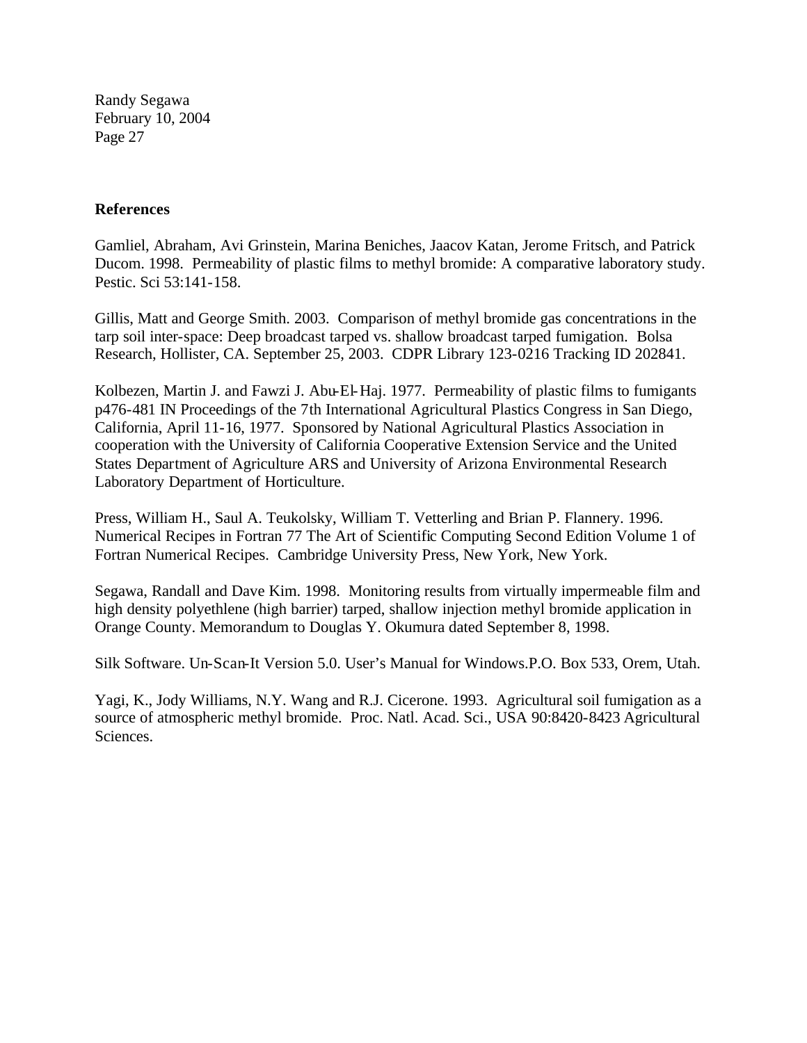**References**

Gamliel, Abraham, Avi Grinstein, Marina Beniches, Jaacov Katan, Jerome Fritsch, and Patrick Ducom. 1998. Permeability of plastic films to methyl bromide: A comparative laboratory study. Pestic. Sci 53:141-158.

Gillis, Matt and George Smith. 2003. Comparison of methyl bromide gas concentrations in the tarp soil inter-space: Deep broadcast tarped vs. shallow broadcast tarped fumigation. Bolsa Research, Hollister, CA. September 25, 2003. CDPR Library 123-0216 Tracking ID 202841.

Kolbezen, Martin J. and Fawzi J. Abu-El-Haj. 1977. Permeability of plastic films to fumigants p476-481 IN Proceedings of the 7th International Agricultural Plastics Congress in San Diego, California, April 11-16, 1977. Sponsored by National Agricultural Plastics Association in cooperation with the University of California Cooperative Extension Service and the United States Department of Agriculture ARS and University of Arizona Environmental Research Laboratory Department of Horticulture.

Press, William H., Saul A. Teukolsky, William T. Vetterling and Brian P. Flannery. 1996. Numerical Recipes in Fortran 77 The Art of Scientific Computing Second Edition Volume 1 of Fortran Numerical Recipes. Cambridge University Press, New York, New York.

Segawa, Randall and Dave Kim. 1998. Monitoring results from virtually impermeable film and high density polyethlene (high barrier) tarped, shallow injection methyl bromide application in Orange County. Memorandum to Douglas Y. Okumura dated September 8, 1998.

Silk Software. Un-Scan-It Version 5.0. User's Manual for Windows.P.O. Box 533, Orem, Utah.

Yagi, K., Jody Williams, N.Y. Wang and R.J. Cicerone. 1993. Agricultural soil fumigation as a source of atmospheric methyl bromide. Proc. Natl. Acad. Sci., USA 90:8420-8423 Agricultural Sciences.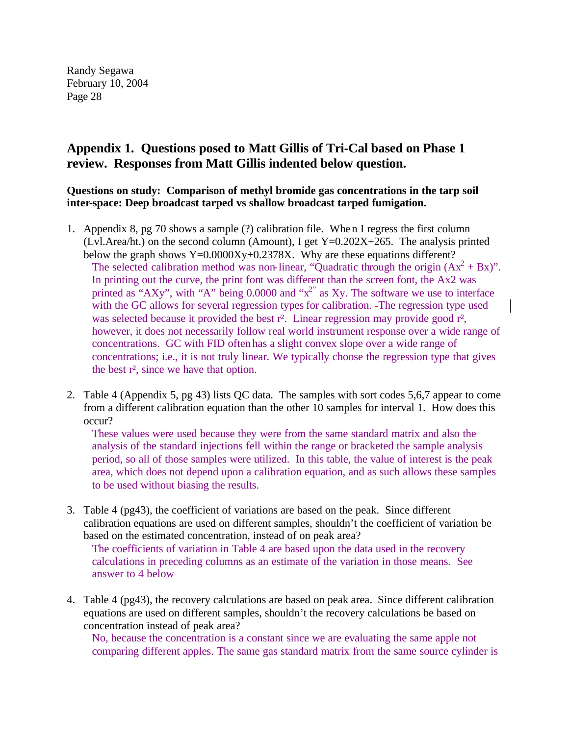Randy Segawa
February 10, 2004

## Appendix 1. Questions posed to Matt Gillis of Tri-Cal based on Phase 1 review. Responses from Matt Gillis indented below question.

**Questions on study: Comparison of methyl bromide gas concentrations in the tarp soil inter-space: Deep broadcast tarped vs shallow broadcast tarped fumigation.**

1. Appendix 8, pg 70 shows a sample (?) calibration file. When I regress the first column (Lvl.Area/ht.) on the second column (Amount), I get Y=0.202X+265. The analysis printed below the graph shows Y=0.0000Xy+0.2378X. Why are these equations different?

   The selected calibration method was non-linear, "Quadratic through the origin ($Ax^2 + Bx$)". In printing out the curve, the print font was different than the screen font, the Ax2 was printed as "AXy", with "A" being 0.0000 and "$x^{2}$" as Xy. The software we use to interface with the GC allows for several regression types for calibration. The regression type used was selected because it provided the best $r^2$. Linear regression may provide good $r^2$, however, it does not necessarily follow real world instrument response over a wide range of concentrations. GC with FID often has a slight convex slope over a wide range of concentrations; i.e., it is not truly linear. We typically choose the regression type that gives the best $r^2$, since we have that option.

2. Table 4 (Appendix 5, pg 43) lists QC data. The samples with sort codes 5,6,7 appear to come from a different calibration equation than the other 10 samples for interval 1. How does this occur?

   These values were used because they were from the same standard matrix and also the analysis of the standard injections fell within the range or bracketed the sample analysis period, so all of those samples were utilized. In this table, the value of interest is the peak area, which does not depend upon a calibration equation, and as such allows these samples to be used without biasing the results.

3. Table 4 (pg43), the coefficient of variations are based on the peak. Since different calibration equations are used on different samples, shouldn't the coefficient of variation be based on the estimated concentration, instead of on peak area?

   The coefficients of variation in Table 4 are based upon the data used in the recovery calculations in preceding columns as an estimate of the variation in those means. See answer to 4 below

4. Table 4 (pg43), the recovery calculations are based on peak area. Since different calibration equations are used on different samples, shouldn't the recovery calculations be based on concentration instead of peak area?

   No, because the concentration is a constant since we are evaluating the same apple not comparing different apples. The same gas standard matrix from the same source cylinder is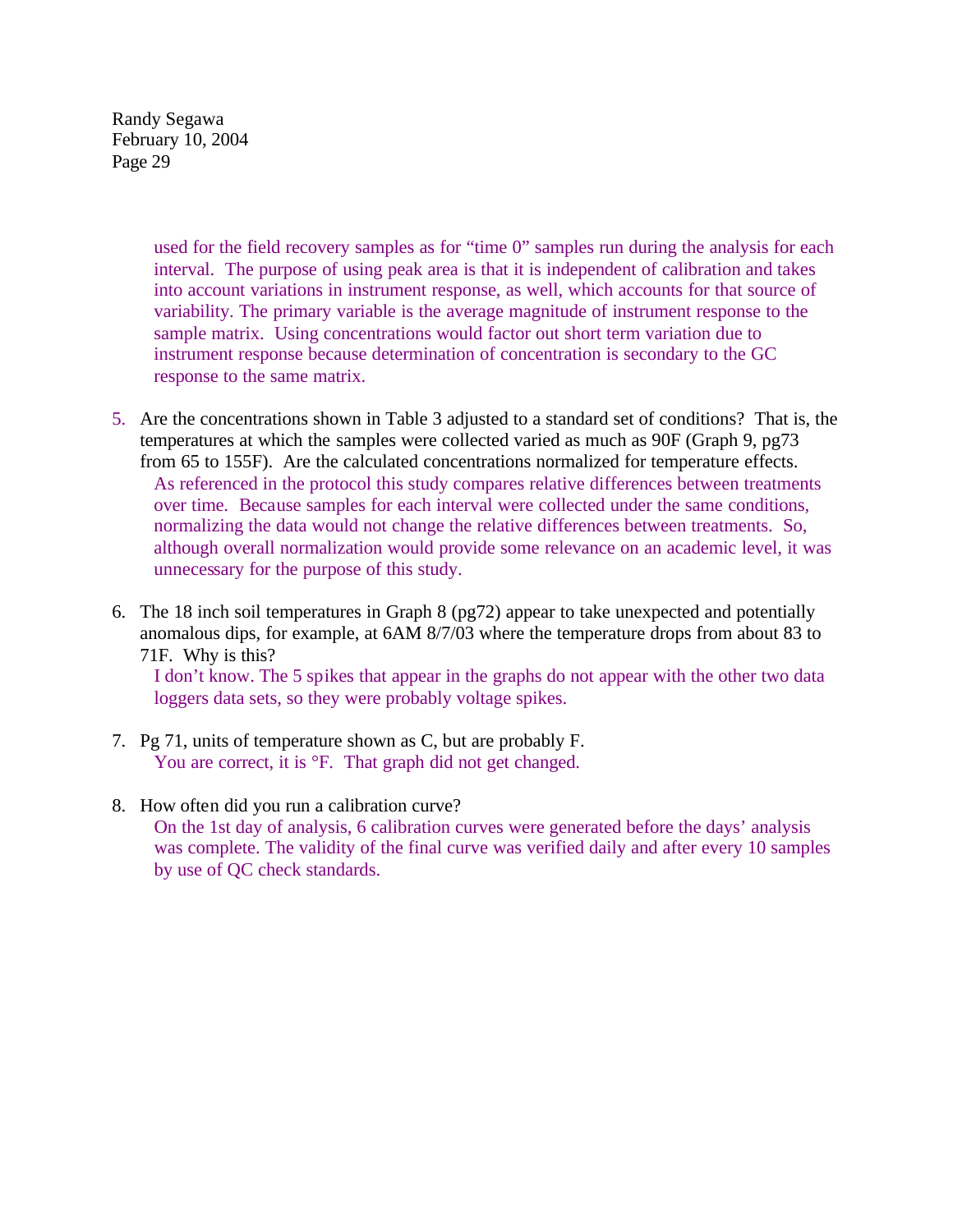used for the field recovery samples as for "time 0" samples run during the analysis for each interval. The purpose of using peak area is that it is independent of calibration and takes into account variations in instrument response, as well, which accounts for that source of variability. The primary variable is the average magnitude of instrument response to the sample matrix. Using concentrations would factor out short term variation due to instrument response because determination of concentration is secondary to the GC response to the same matrix.

5. Are the concentrations shown in Table 3 adjusted to a standard set of conditions? That is, the temperatures at which the samples were collected varied as much as 90F (Graph 9, pg73 from 65 to 155F). Are the calculated concentrations normalized for temperature effects.

   As referenced in the protocol this study compares relative differences between treatments over time. Because samples for each interval were collected under the same conditions, normalizing the data would not change the relative differences between treatments. So, although overall normalization would provide some relevance on an academic level, it was unnecessary for the purpose of this study.

6. The 18 inch soil temperatures in Graph 8 (pg72) appear to take unexpected and potentially anomalous dips, for example, at 6AM 8/7/03 where the temperature drops from about 83 to 71F. Why is this?

   I don't know. The 5 spikes that appear in the graphs do not appear with the other two data loggers data sets, so they were probably voltage spikes.

7. Pg 71, units of temperature shown as C, but are probably F.

   You are correct, it is °F. That graph did not get changed.

8. How often did you run a calibration curve?

   On the 1st day of analysis, 6 calibration curves were generated before the days' analysis was complete. The validity of the final curve was verified daily and after every 10 samples by use of QC check standards.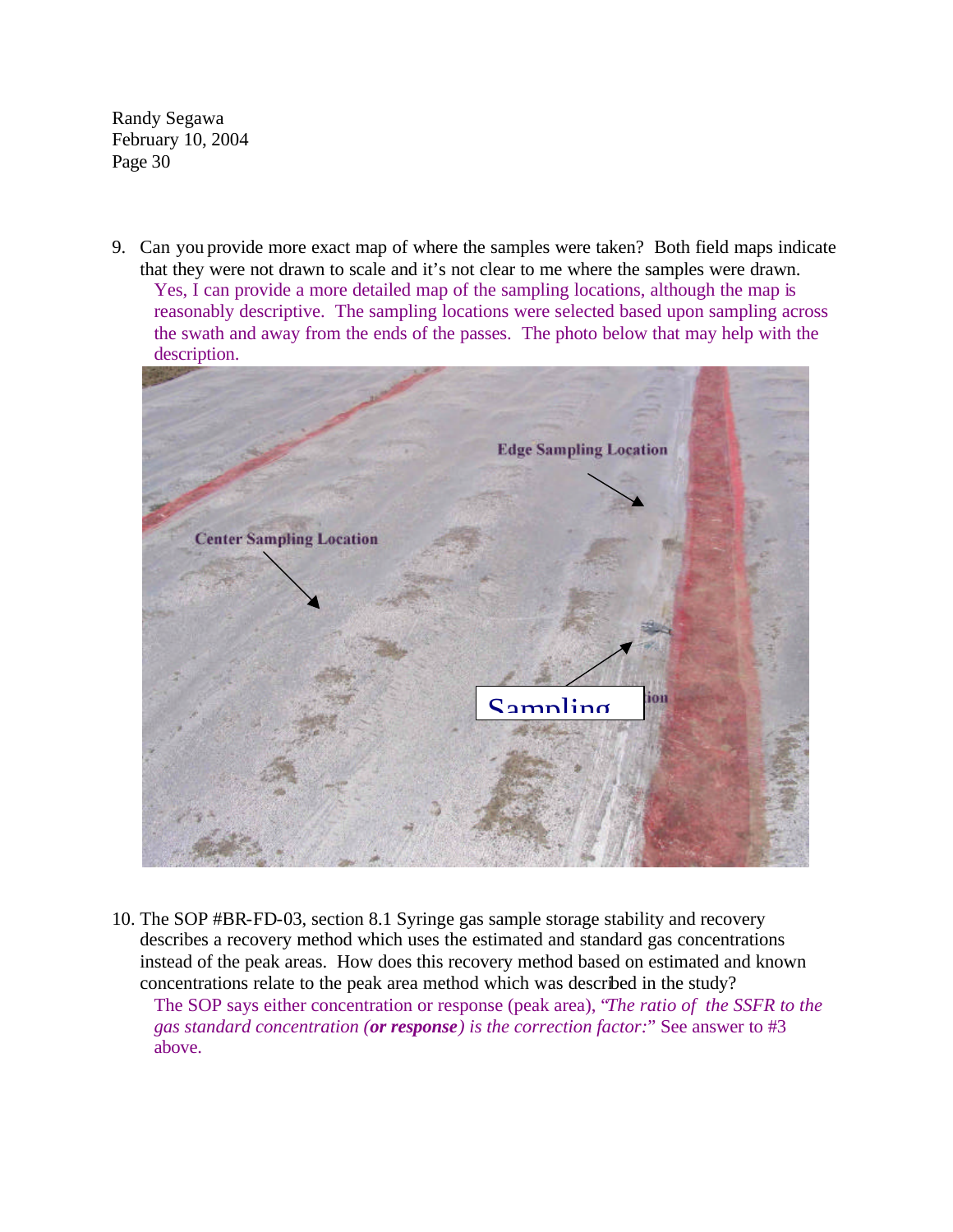9. Can you provide more exact map of where the samples were taken? Both field maps indicate that they were not drawn to scale and it's not clear to me where the samples were drawn.
   Yes, I can provide a more detailed map of the sampling locations, although the map is reasonably descriptive. The sampling locations were selected based upon sampling across the swath and away from the ends of the passes. The photo below that may help with the description.

10. The SOP #BR-FD-03, section 8.1 Syringe gas sample storage stability and recovery describes a recovery method which uses the estimated and standard gas concentrations instead of the peak areas. How does this recovery method based on estimated and known concentrations relate to the peak area method which was described in the study?
    The SOP says either concentration or response (peak area), "*The ratio of the SSFR to the gas standard concentration (**or response**) is the correction factor:*" See answer to #3 above.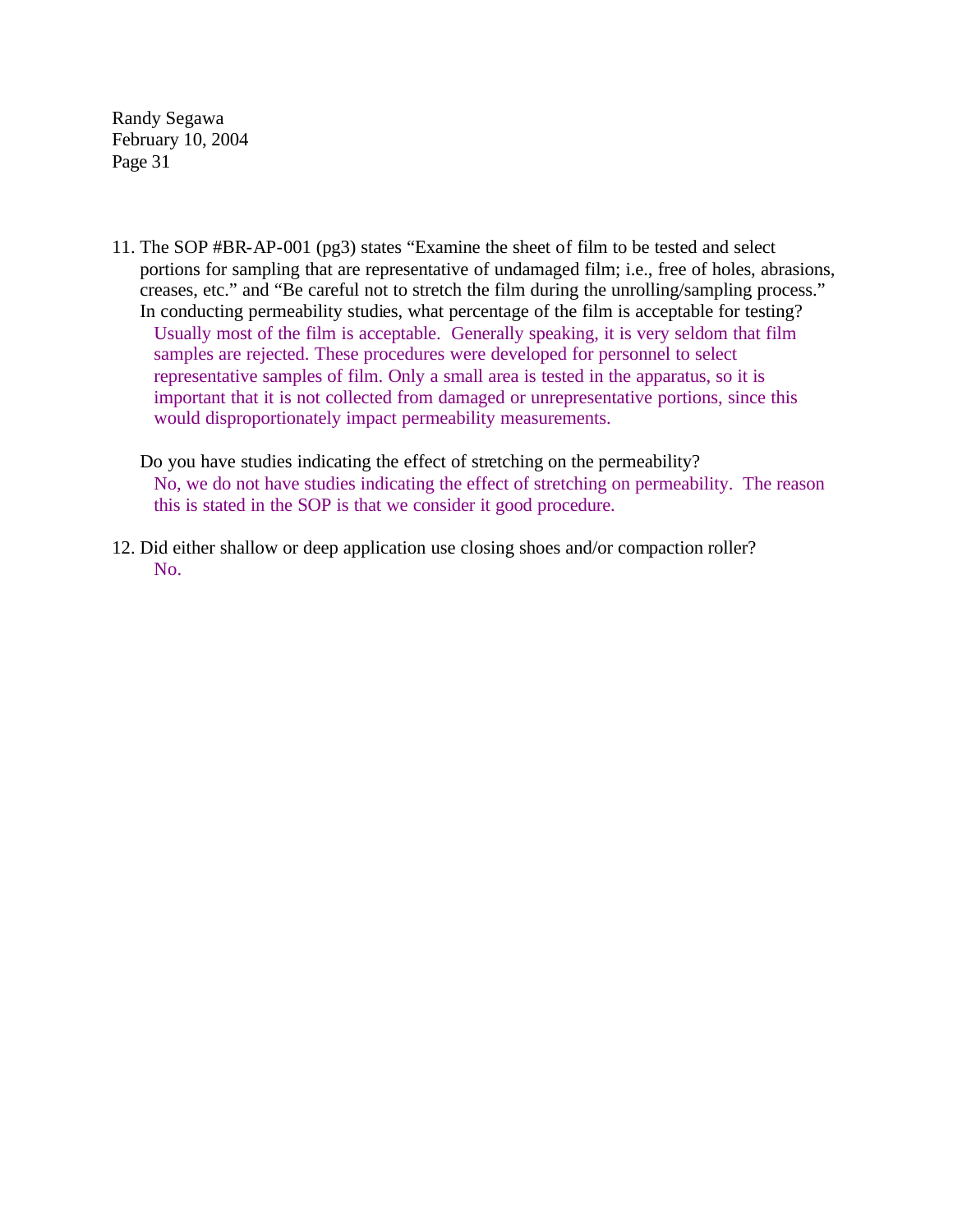11. The SOP #BR-AP-001 (pg3) states "Examine the sheet of film to be tested and select portions for sampling that are representative of undamaged film; i.e., free of holes, abrasions, creases, etc." and "Be careful not to stretch the film during the unrolling/sampling process." In conducting permeability studies, what percentage of the film is acceptable for testing?

    Usually most of the film is acceptable. Generally speaking, it is very seldom that film samples are rejected. These procedures were developed for personnel to select representative samples of film. Only a small area is tested in the apparatus, so it is important that it is not collected from damaged or unrepresentative portions, since this would disproportionately impact permeability measurements.

    Do you have studies indicating the effect of stretching on the permeability?

    No, we do not have studies indicating the effect of stretching on permeability. The reason this is stated in the SOP is that we consider it good procedure.

12. Did either shallow or deep application use closing shoes and/or compaction roller?

    No.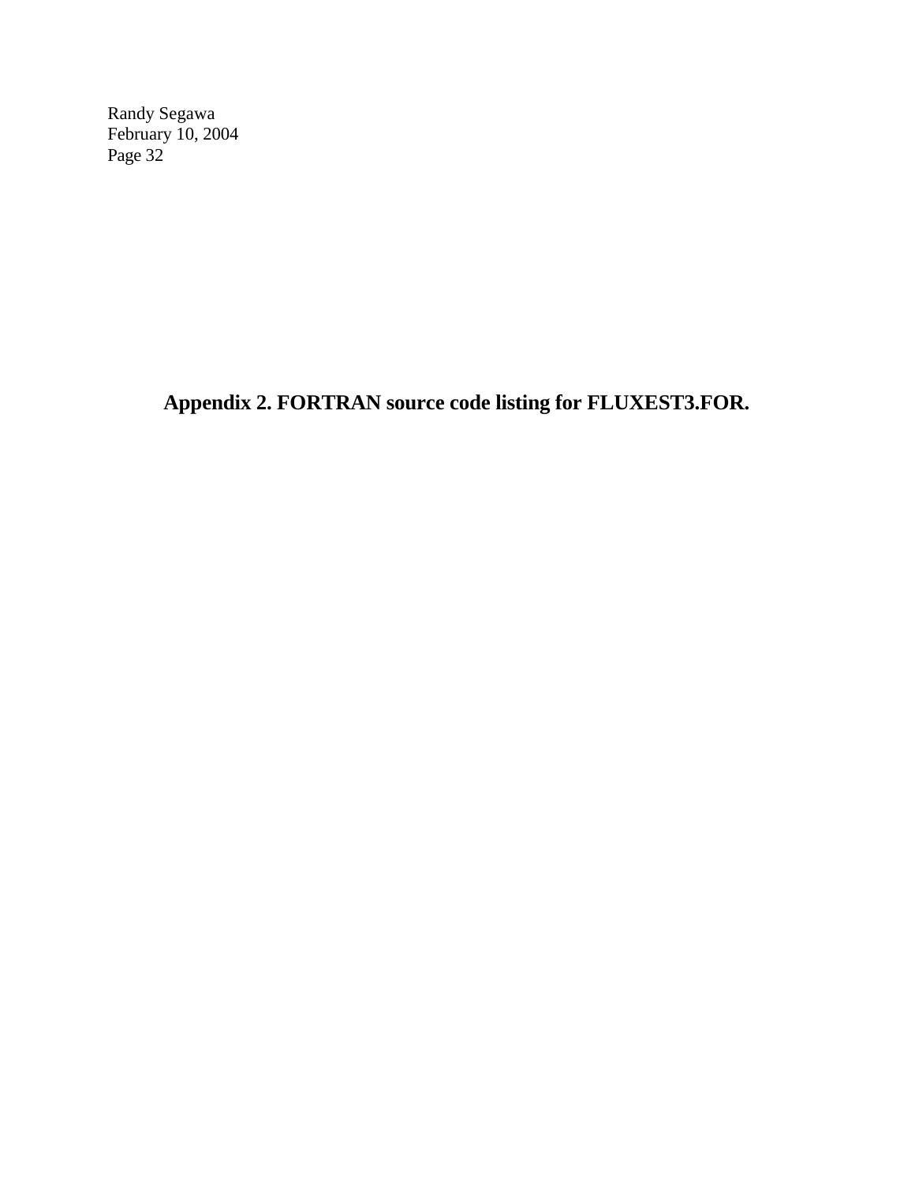## Appendix 2. FORTRAN source code listing for FLUXEST3.FOR.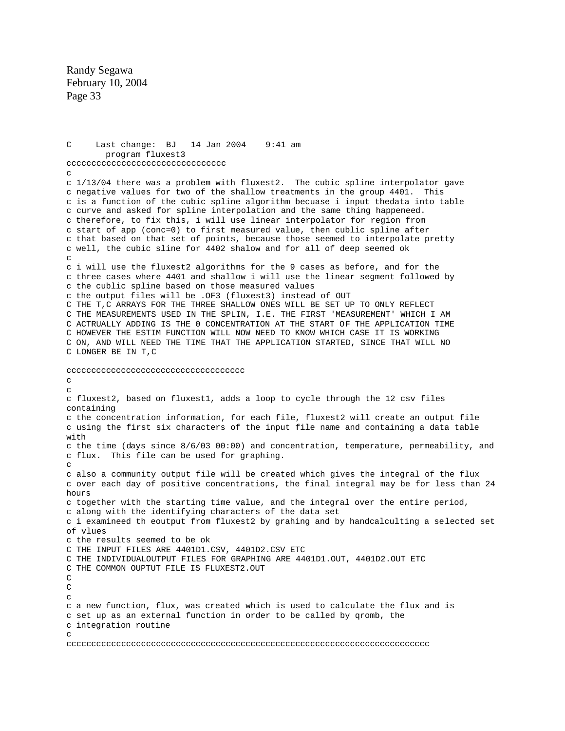```
C     Last change:  BJ   14 Jan 2004    9:41 am
        program fluxest3
cccccccccccccccccccccccccccccccc
c
c 1/13/04 there was a problem with fluxest2.  The cubic spline interpolator gave
c negative values for two of the shallow treatments in the group 4401.  This
c is a function of the cubic spline algorithm becuase i input thedata into table
c curve and asked for spline interpolation and the same thing happeneed.
c therefore, to fix this, i will use linear interpolator for region from
c start of app (conc=0) to first measured value, then cublic spline after
c that based on that set of points, because those seemed to interpolate pretty
c well, the cubic sline for 4402 shalow and for all of deep seemed ok
c
c i will use the fluxest2 algorithms for the 9 cases as before, and for the
c three cases where 4401 and shallow i will use the linear segment followed by
c the cublic spline based on those measured values
c the output files will be .OF3 (fluxest3) instead of OUT
C THE T,C ARRAYS FOR THE THREE SHALLOW ONES WILL BE SET UP TO ONLY REFLECT
C THE MEASUREMENTS USED IN THE SPLIN, I.E. THE FIRST 'MEASUREMENT' WHICH I AM
C ACTRUALLY ADDING IS THE 0 CONCENTRATION AT THE START OF THE APPLICATION TIME
C HOWEVER THE ESTIM FUNCTION WILL NOW NEED TO KNOW WHICH CASE IT IS WORKING
C ON, AND WILL NEED THE TIME THAT THE APPLICATION STARTED, SINCE THAT WILL NO
C LONGER BE IN T,C

ccccccccccccccccccccccccccccccccccc
c
c
c fluxest2, based on fluxest1, adds a loop to cycle through the 12 csv files
containing
c the concentration information, for each file, fluxest2 will create an output file
c using the first six characters of the input file name and containing a data table
with
c the time (days since 8/6/03 00:00) and concentration, temperature, permeability, and
c flux.  This file can be used for graphing.
c
c also a community output file will be created which gives the integral of the flux
c over each day of positive concentrations, the final integral may be for less than 24
hours
c together with the starting time value, and the integral over the entire period,
c along with the identifying characters of the data set
c i examineed th eoutput from fluxest2 by grahing and by handcalculting a selected set
of vlues
c the results seemed to be ok
C THE INPUT FILES ARE 4401D1.CSV, 4401D2.CSV ETC
C THE INDIVIDUALOUTPUT FILES FOR GRAPHING ARE 4401D1.OUT, 4401D2.OUT ETC
C THE COMMON OUPTUT FILE IS FLUXEST2.OUT
C
C
c
c a new function, flux, was created which is used to calculate the flux and is
c set up as an external function in order to be called by qromb, the
c integration routine
c
cccccccccccccccccccccccccccccccccccccccccccccccccccccccccccccccccccccccc
```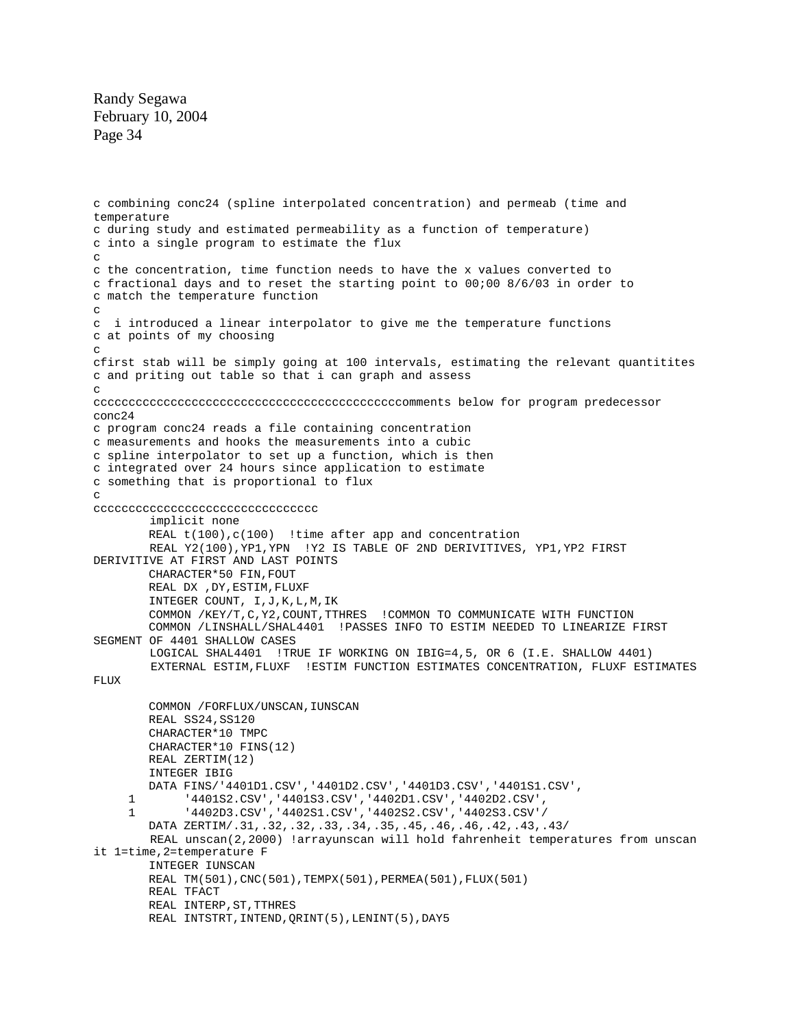```
c combining conc24 (spline interpolated concentration) and permeab (time and
temperature
c during study and estimated permeability as a function of temperature)
c into a single program to estimate the flux
c
c the concentration, time function needs to have the x values converted to
c fractional days and to reset the starting point to 00;00 8/6/03 in order to
c match the temperature function
c
c  i introduced a linear interpolator to give me the temperature functions
c at points of my choosing
c
cfirst stab will be simply going at 100 intervals, estimating the relevant quantitites
c and priting out table so that i can graph and assess
c
ccccccccccccccccccccccccccccccccccccccccccccomments below for program predecessor
conc24
c program conc24 reads a file containing concentration
c measurements and hooks the measurements into a cubic
c spline interpolator to set up a function, which is then
c integrated over 24 hours since application to estimate
c something that is proportional to flux
c
cccccccccccccccccccccccccccccccc
         implicit none
        REAL t(100),c(100)  !time after app and concentration
        REAL Y2(100),YP1,YPN  !Y2 IS TABLE OF 2ND DERIVITIVES, YP1,YP2 FIRST
DERIVITIVE AT FIRST AND LAST POINTS
        CHARACTER*50 FIN,FOUT
        REAL DX ,DY,ESTIM,FLUXF
        INTEGER COUNT, I,J,K,L,M,IK
        COMMON /KEY/T,C,Y2,COUNT,TTHRES  !COMMON TO COMMUNICATE WITH FUNCTION
        COMMON /LINSHALL/SHAL4401  !PASSES INFO TO ESTIM NEEDED TO LINEARIZE FIRST
SEGMENT OF 4401 SHALLOW CASES
        LOGICAL SHAL4401  !TRUE IF WORKING ON IBIG=4,5, OR 6 (I.E. SHALLOW 4401)
        EXTERNAL ESTIM,FLUXF  !ESTIM FUNCTION ESTIMATES CONCENTRATION, FLUXF ESTIMATES
FLUX

        COMMON /FORFLUX/UNSCAN,IUNSCAN
        REAL SS24,SS120
        CHARACTER*10 TMPC
        CHARACTER*10 FINS(12)
        REAL ZERTIM(12)
        INTEGER IBIG
        DATA FINS/'4401D1.CSV','4401D2.CSV','4401D3.CSV','4401S1.CSV',
     1       '4401S2.CSV','4401S3.CSV','4402D1.CSV','4402D2.CSV',
     1       '4402D3.CSV','4402S1.CSV','4402S2.CSV','4402S3.CSV'/
        DATA ZERTIM/.31,.32,.32,.33,.34,.35,.45,.46,.46,.42,.43,.43/
        REAL unscan(2,2000) !arrayunscan will hold fahrenheit temperatures from unscan
it 1=time,2=temperature F
        INTEGER IUNSCAN
        REAL TM(501),CNC(501),TEMPX(501),PERMEA(501),FLUX(501)
        REAL TFACT
        REAL INTERP,ST,TTHRES
        REAL INTSTRT,INTEND,QRINT(5),LENINT(5),DAY5
```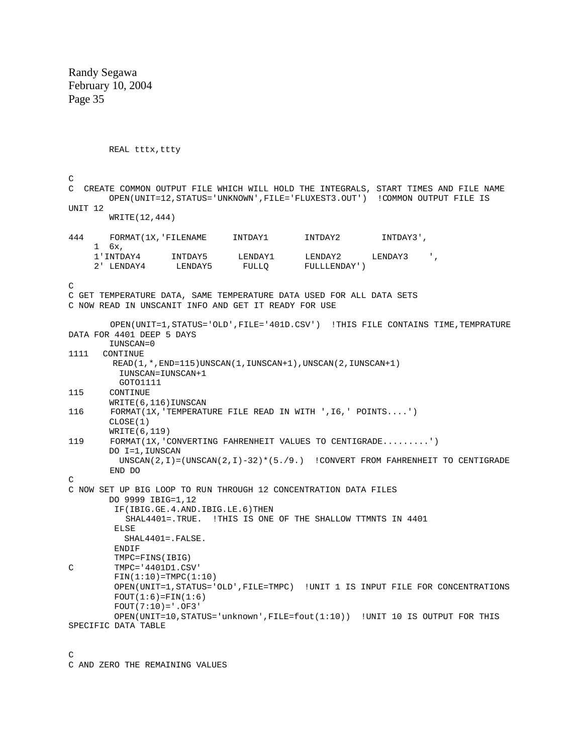```
        REAL tttx,ttty


C
C  CREATE COMMON OUTPUT FILE WHICH WILL HOLD THE INTEGRALS, START TIMES AND FILE NAME
        OPEN(UNIT=12,STATUS='UNKNOWN',FILE='FLUXEST3.OUT')  !COMMON OUTPUT FILE IS
UNIT 12
        WRITE(12,444)

444     FORMAT(1X,'FILENAME     INTDAY1       INTDAY2        INTDAY3',
     1  6x,
     1'INTDAY4      INTDAY5      LENDAY1      LENDAY2      LENDAY3    ',
     2' LENDAY4      LENDAY5      FULLQ       FULLLENDAY')

C
C GET TEMPERATURE DATA, SAME TEMPERATURE DATA USED FOR ALL DATA SETS
C NOW READ IN UNSCANIT INFO AND GET IT READY FOR USE

        OPEN(UNIT=1,STATUS='OLD',FILE='401D.CSV')  !THIS FILE CONTAINS TIME,TEMPRATURE
DATA FOR 4401 DEEP 5 DAYS
        IUNSCAN=0
1111   CONTINUE
         READ(1,*,END=115)UNSCAN(1,IUNSCAN+1),UNSCAN(2,IUNSCAN+1)
          IUNSCAN=IUNSCAN+1
          GOTO1111
115     CONTINUE
        WRITE(6,116)IUNSCAN
116     FORMAT(1X,'TEMPERATURE FILE READ IN WITH ',I6,' POINTS....')
        CLOSE(1)
        WRITE(6,119)
119     FORMAT(1X,'CONVERTING FAHRENHEIT VALUES TO CENTIGRADE.........')
        DO I=1,IUNSCAN
          UNSCAN(2,I)=(UNSCAN(2,I)-32)*(5./9.)  !CONVERT FROM FAHRENHEIT TO CENTIGRADE
        END DO
C
C NOW SET UP BIG LOOP TO RUN THROUGH 12 CONCENTRATION DATA FILES
        DO 9999 IBIG=1,12
         IF(IBIG.GE.4.AND.IBIG.LE.6)THEN
           SHAL4401=.TRUE.  !THIS IS ONE OF THE SHALLOW TTMNTS IN 4401
         ELSE
           SHAL4401=.FALSE.
         ENDIF
         TMPC=FINS(IBIG)
C        TMPC='4401D1.CSV'
         FIN(1:10)=TMPC(1:10)
         OPEN(UNIT=1,STATUS='OLD',FILE=TMPC)  !UNIT 1 IS INPUT FILE FOR CONCENTRATIONS
         FOUT(1:6)=FIN(1:6)
         FOUT(7:10)='.OF3'
         OPEN(UNIT=10,STATUS='unknown',FILE=fout(1:10))  !UNIT 10 IS OUTPUT FOR THIS
SPECIFIC DATA TABLE


C
C AND ZERO THE REMAINING VALUES
```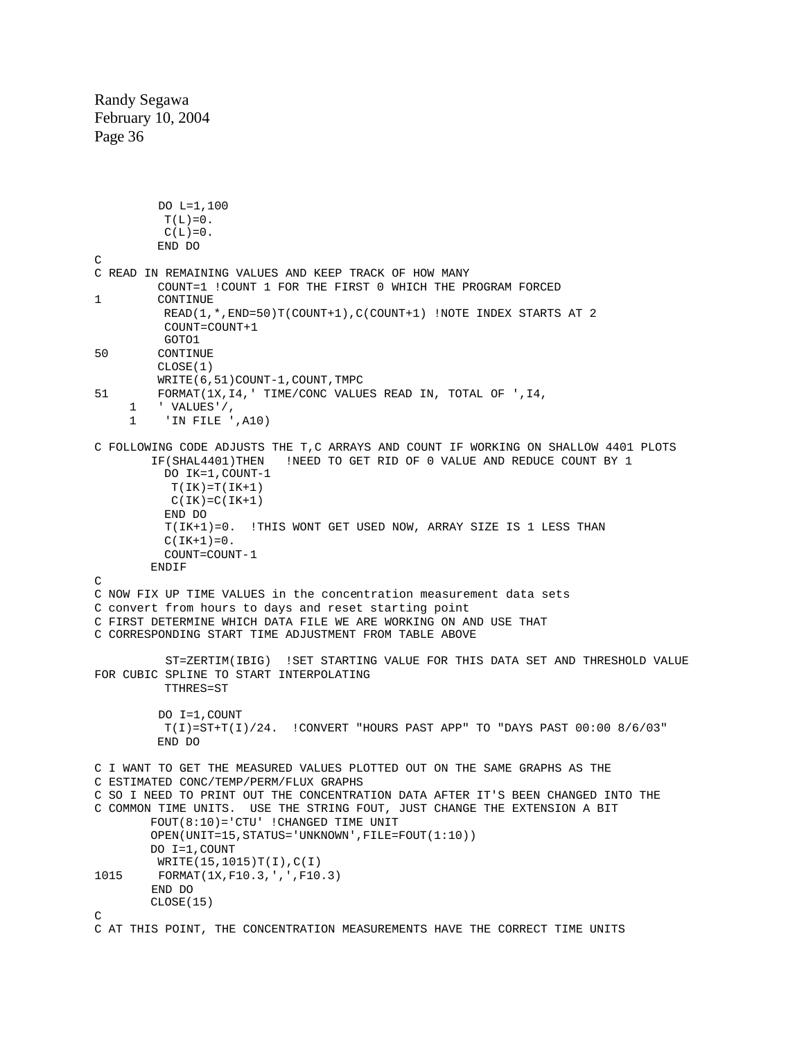```
         DO L=1,100
          T(L)=0.
          C(L)=0.
         END DO
C
C READ IN REMAINING VALUES AND KEEP TRACK OF HOW MANY
         COUNT=1 !COUNT 1 FOR THE FIRST 0 WHICH THE PROGRAM FORCED
1        CONTINUE
          READ(1,*,END=50)T(COUNT+1),C(COUNT+1) !NOTE INDEX STARTS AT 2
          COUNT=COUNT+1
          GOTO1
50       CONTINUE
         CLOSE(1)
         WRITE(6,51)COUNT-1,COUNT,TMPC
51       FORMAT(1X,I4,' TIME/CONC VALUES READ IN, TOTAL OF ',I4,
     1   ' VALUES'/,
     1    'IN FILE ',A10)

C FOLLOWING CODE ADJUSTS THE T,C ARRAYS AND COUNT IF WORKING ON SHALLOW 4401 PLOTS
        IF(SHAL4401)THEN   !NEED TO GET RID OF 0 VALUE AND REDUCE COUNT BY 1
          DO IK=1,COUNT-1
           T(IK)=T(IK+1)
           C(IK)=C(IK+1)
          END DO
          T(IK+1)=0.  !THIS WONT GET USED NOW, ARRAY SIZE IS 1 LESS THAN
          C(IK+1)=0.
          COUNT=COUNT-1
        ENDIF
C
C NOW FIX UP TIME VALUES in the concentration measurement data sets
C convert from hours to days and reset starting point
C FIRST DETERMINE WHICH DATA FILE WE ARE WORKING ON AND USE THAT
C CORRESPONDING START TIME ADJUSTMENT FROM TABLE ABOVE

          ST=ZERTIM(IBIG)  !SET STARTING VALUE FOR THIS DATA SET AND THRESHOLD VALUE
FOR CUBIC SPLINE TO START INTERPOLATING
          TTHRES=ST

         DO I=1,COUNT
          T(I)=ST+T(I)/24.  !CONVERT "HOURS PAST APP" TO "DAYS PAST 00:00 8/6/03"
         END DO

C I WANT TO GET THE MEASURED VALUES PLOTTED OUT ON THE SAME GRAPHS AS THE
C ESTIMATED CONC/TEMP/PERM/FLUX GRAPHS
C SO I NEED TO PRINT OUT THE CONCENTRATION DATA AFTER IT'S BEEN CHANGED INTO THE
C COMMON TIME UNITS.  USE THE STRING FOUT, JUST CHANGE THE EXTENSION A BIT
        FOUT(8:10)='CTU' !CHANGED TIME UNIT
        OPEN(UNIT=15,STATUS='UNKNOWN',FILE=FOUT(1:10))
        DO I=1,COUNT
         WRITE(15,1015)T(I),C(I)
1015     FORMAT(1X,F10.3,',',F10.3)
        END DO
        CLOSE(15)
C
C AT THIS POINT, THE CONCENTRATION MEASUREMENTS HAVE THE CORRECT TIME UNITS
```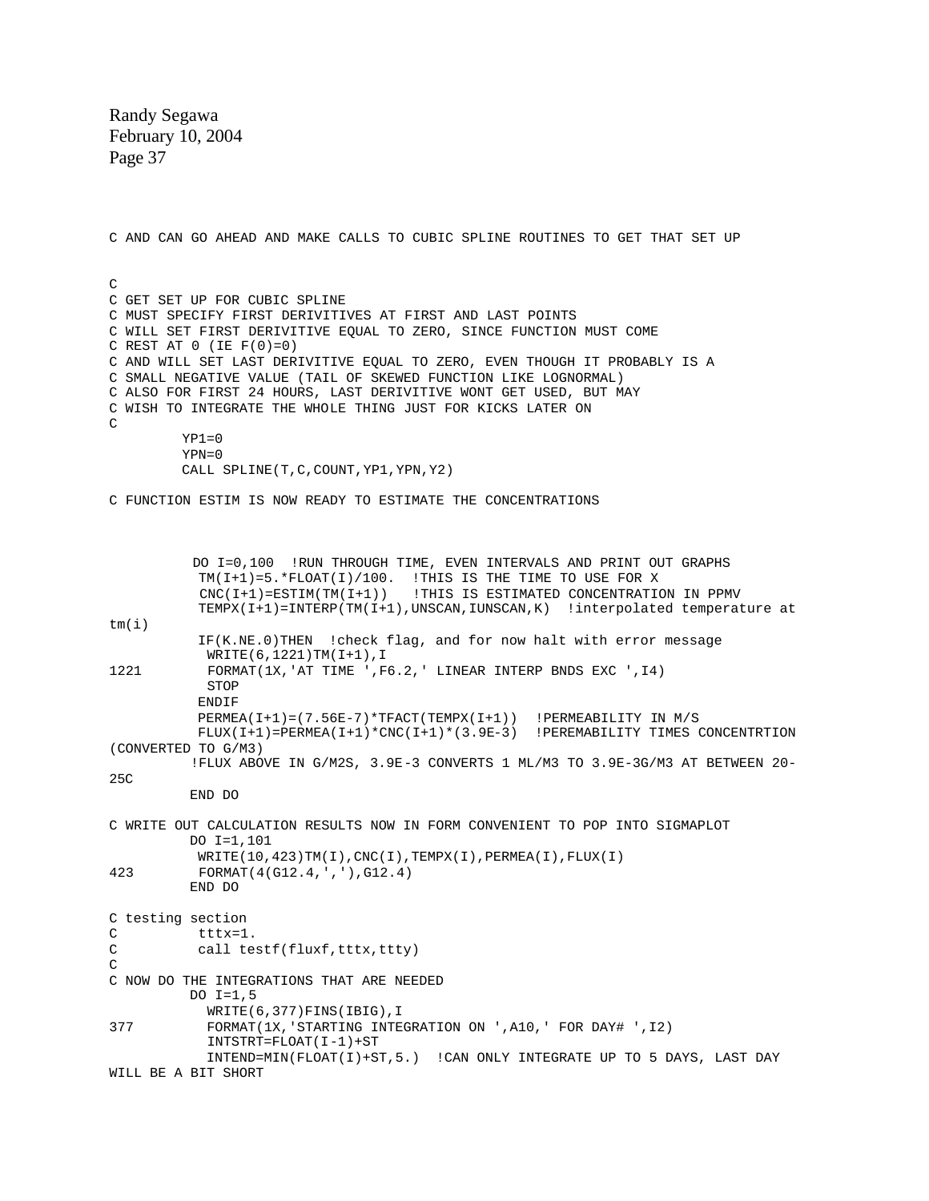```
C AND CAN GO AHEAD AND MAKE CALLS TO CUBIC SPLINE ROUTINES TO GET THAT SET UP


C
C GET SET UP FOR CUBIC SPLINE
C MUST SPECIFY FIRST DERIVITIVES AT FIRST AND LAST POINTS
C WILL SET FIRST DERIVITIVE EQUAL TO ZERO, SINCE FUNCTION MUST COME
C REST AT 0 (IE F(0)=0)
C AND WILL SET LAST DERIVITIVE EQUAL TO ZERO, EVEN THOUGH IT PROBABLY IS A
C SMALL NEGATIVE VALUE (TAIL OF SKEWED FUNCTION LIKE LOGNORMAL)
C ALSO FOR FIRST 24 HOURS, LAST DERIVITIVE WONT GET USED, BUT MAY
C WISH TO INTEGRATE THE WHOLE THING JUST FOR KICKS LATER ON
C
         YP1=0
         YPN=0
         CALL SPLINE(T,C,COUNT,YP1,YPN,Y2)

C FUNCTION ESTIM IS NOW READY TO ESTIMATE THE CONCENTRATIONS



          DO I=0,100  !RUN THROUGH TIME, EVEN INTERVALS AND PRINT OUT GRAPHS
           TM(I+1)=5.*FLOAT(I)/100.  !THIS IS THE TIME TO USE FOR X
           CNC(I+1)=ESTIM(TM(I+1))   !THIS IS ESTIMATED CONCENTRATION IN PPMV
           TEMPX(I+1)=INTERP(TM(I+1),UNSCAN,IUNSCAN,K)  !interpolated temperature at
tm(i)
           IF(K.NE.0)THEN  !check flag, and for now halt with error message
            WRITE(6,1221)TM(I+1),I
1221        FORMAT(1X,'AT TIME ',F6.2,' LINEAR INTERP BNDS EXC ',I4)
            STOP
           ENDIF
           PERMEA(I+1)=(7.56E-7)*TFACT(TEMPX(I+1))  !PERMEABILITY IN M/S
           FLUX(I+1)=PERMEA(I+1)*CNC(I+1)*(3.9E-3)  !PEREMABILITY TIMES CONCENTRTION
(CONVERTED TO G/M3)
          !FLUX ABOVE IN G/M2S, 3.9E-3 CONVERTS 1 ML/M3 TO 3.9E-3G/M3 AT BETWEEN 20-
25C
          END DO

C WRITE OUT CALCULATION RESULTS NOW IN FORM CONVENIENT TO POP INTO SIGMAPLOT
          DO I=1,101
           WRITE(10,423)TM(I),CNC(I),TEMPX(I),PERMEA(I),FLUX(I)
423        FORMAT(4(G12.4,','),G12.4)
          END DO

C testing section
C          tttx=1.
C          call testf(fluxf,tttx,ttty)
C
C NOW DO THE INTEGRATIONS THAT ARE NEEDED
          DO I=1,5
            WRITE(6,377)FINS(IBIG),I
377         FORMAT(1X,'STARTING INTEGRATION ON ',A10,' FOR DAY# ',I2)
            INTSTRT=FLOAT(I-1)+ST
            INTEND=MIN(FLOAT(I)+ST,5.)  !CAN ONLY INTEGRATE UP TO 5 DAYS, LAST DAY
WILL BE A BIT SHORT
```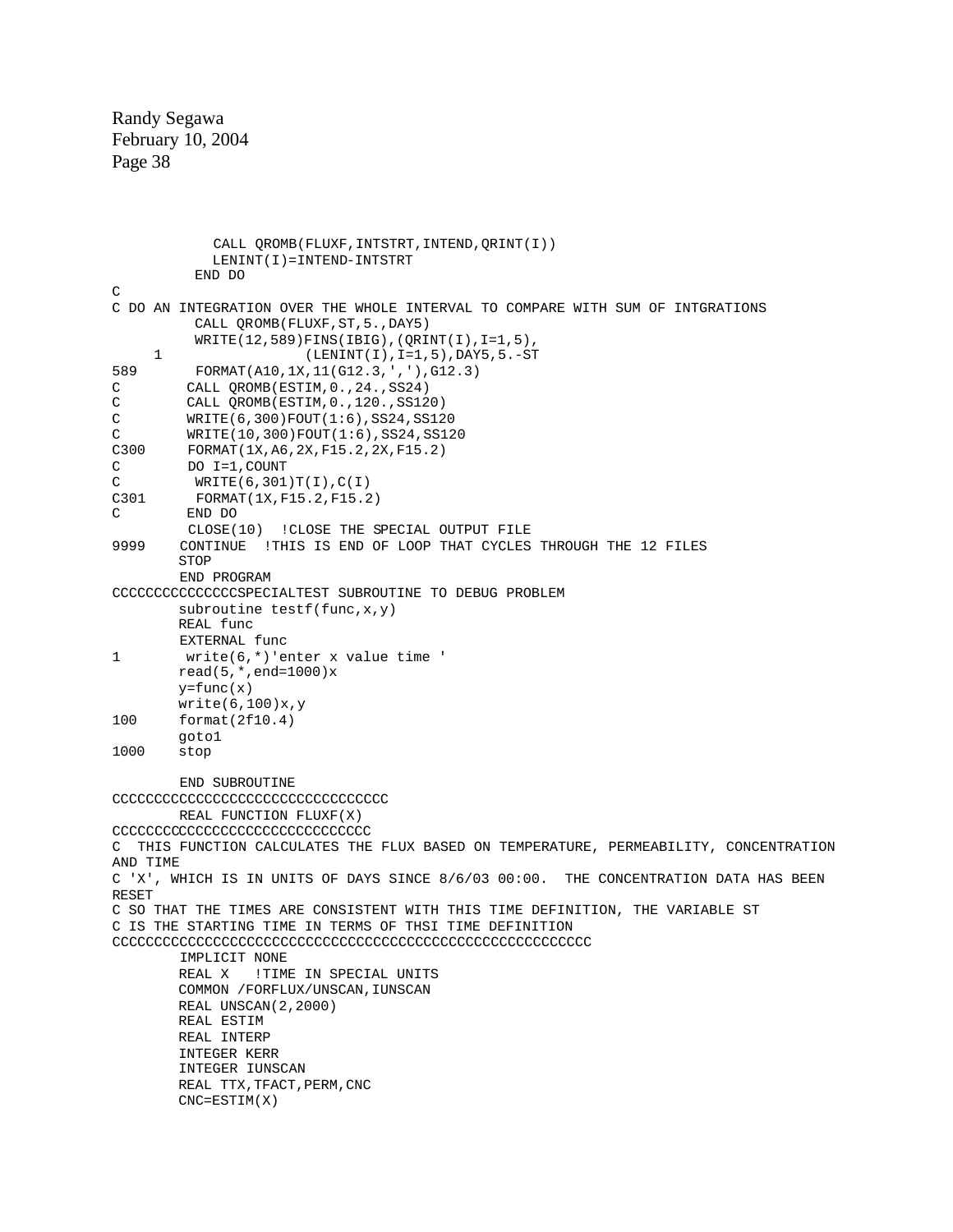```
            CALL QROMB(FLUXF,INTSTRT,INTEND,QRINT(I))
            LENINT(I)=INTEND-INTSTRT
         END DO
C
C DO AN INTEGRATION OVER THE WHOLE INTERVAL TO COMPARE WITH SUM OF INTGRATIONS
         CALL QROMB(FLUXF,ST,5.,DAY5)
         WRITE(12,589)FINS(IBIG),(QRINT(I),I=1,5),
     1               (LENINT(I),I=1,5),DAY5,5.-ST
589       FORMAT(A10,1X,11(G12.3,','),G12.3)
C        CALL QROMB(ESTIM,0.,24.,SS24)
C        CALL QROMB(ESTIM,0.,120.,SS120)
C        WRITE(6,300)FOUT(1:6),SS24,SS120
C        WRITE(10,300)FOUT(1:6),SS24,SS120
C300     FORMAT(1X,A6,2X,F15.2,2X,F15.2)
C        DO I=1,COUNT
C         WRITE(6,301)T(I),C(I)
C301      FORMAT(1X,F15.2,F15.2)
C        END DO
        CLOSE(10)  !CLOSE THE SPECIAL OUTPUT FILE
9999    CONTINUE  !THIS IS END OF LOOP THAT CYCLES THROUGH THE 12 FILES
        STOP
        END PROGRAM
CCCCCCCCCCCCCCCSPECIALTEST SUBROUTINE TO DEBUG PROBLEM
        subroutine testf(func,x,y)
        REAL func
        EXTERNAL func
1        write(6,*)'enter x value time '
        read(5,*,end=1000)x
        y=func(x)
        write(6,100)x,y
100     format(2f10.4)
        goto1
1000    stop

        END SUBROUTINE
CCCCCCCCCCCCCCCCCCCCCCCCCCCCCCCC
        REAL FUNCTION FLUXF(X)
CCCCCCCCCCCCCCCCCCCCCCCCCCCCCCCC
C  THIS FUNCTION CALCULATES THE FLUX BASED ON TEMPERATURE, PERMEABILITY, CONCENTRATION
AND TIME
C 'X', WHICH IS IN UNITS OF DAYS SINCE 8/6/03 00:00.  THE CONCENTRATION DATA HAS BEEN
RESET
C SO THAT THE TIMES ARE CONSISTENT WITH THIS TIME DEFINITION, THE VARIABLE ST
C IS THE STARTING TIME IN TERMS OF THSI TIME DEFINITION
CCCCCCCCCCCCCCCCCCCCCCCCCCCCCCCCCCCCCCCCCCCCCCCCCCCCCC
        IMPLICIT NONE
        REAL X   !TIME IN SPECIAL UNITS
        COMMON /FORFLUX/UNSCAN,IUNSCAN
        REAL UNSCAN(2,2000)
        REAL ESTIM
        REAL INTERP
        INTEGER KERR
        INTEGER IUNSCAN
        REAL TTX,TFACT,PERM,CNC
        CNC=ESTIM(X)
```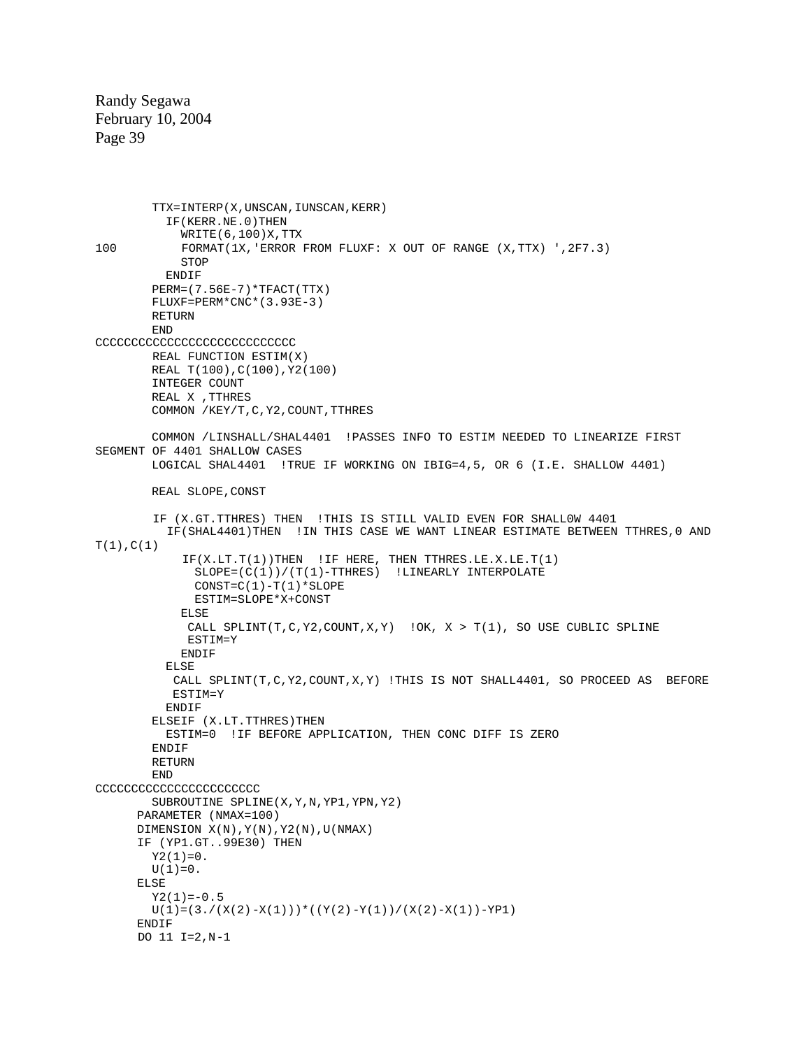```
        TTX=INTERP(X,UNSCAN,IUNSCAN,KERR)
          IF(KERR.NE.0)THEN
            WRITE(6,100)X,TTX
100         FORMAT(1X,'ERROR FROM FLUXF: X OUT OF RANGE (X,TTX) ',2F7.3)
            STOP
          ENDIF
        PERM=(7.56E-7)*TFACT(TTX)
        FLUXF=PERM*CNC*(3.93E-3)
        RETURN
        END
CCCCCCCCCCCCCCCCCCCCCCCCCCCC
        REAL FUNCTION ESTIM(X)
        REAL T(100),C(100),Y2(100)
        INTEGER COUNT
        REAL X ,TTHRES
        COMMON /KEY/T,C,Y2,COUNT,TTHRES

        COMMON /LINSHALL/SHAL4401  !PASSES INFO TO ESTIM NEEDED TO LINEARIZE FIRST
SEGMENT OF 4401 SHALLOW CASES
        LOGICAL SHAL4401  !TRUE IF WORKING ON IBIG=4,5, OR 6 (I.E. SHALLOW 4401)

        REAL SLOPE,CONST

        IF (X.GT.TTHRES) THEN  !THIS IS STILL VALID EVEN FOR SHALL0W 4401
          IF(SHAL4401)THEN  !IN THIS CASE WE WANT LINEAR ESTIMATE BETWEEN TTHRES,0 AND
T(1),C(1)
            IF(X.LT.T(1))THEN  !IF HERE, THEN TTHRES.LE.X.LE.T(1)
              SLOPE=(C(1))/(T(1)-TTHRES)  !LINEARLY INTERPOLATE
              CONST=C(1)-T(1)*SLOPE
              ESTIM=SLOPE*X+CONST
            ELSE
             CALL SPLINT(T,C,Y2,COUNT,X,Y)  !OK, X > T(1), SO USE CUBLIC SPLINE
             ESTIM=Y
            ENDIF
          ELSE
           CALL SPLINT(T,C,Y2,COUNT,X,Y) !THIS IS NOT SHALL4401, SO PROCEED AS  BEFORE
           ESTIM=Y
          ENDIF
        ELSEIF (X.LT.TTHRES)THEN
          ESTIM=0  !IF BEFORE APPLICATION, THEN CONC DIFF IS ZERO
        ENDIF
        RETURN
        END
CCCCCCCCCCCCCCCCCCCCCCC
        SUBROUTINE SPLINE(X,Y,N,YP1,YPN,Y2)
      PARAMETER (NMAX=100)
      DIMENSION X(N),Y(N),Y2(N),U(NMAX)
      IF (YP1.GT..99E30) THEN
        Y2(1)=0.
        U(1)=0.
      ELSE
        Y2(1)=-0.5
        U(1)=(3./(X(2)-X(1)))*((Y(2)-Y(1))/(X(2)-X(1))-YP1)
      ENDIF
      DO 11 I=2,N-1
```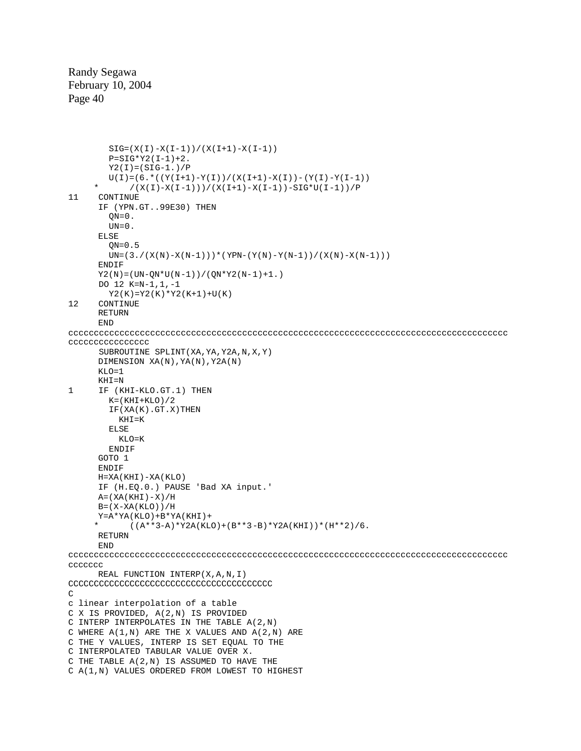```
        SIG=(X(I)-X(I-1))/(X(I+1)-X(I-1))
        P=SIG*Y2(I-1)+2.
        Y2(I)=(SIG-1.)/P
        U(I)=(6.*((Y(I+1)-Y(I))/(X(I+1)-X(I))-(Y(I)-Y(I-1))
     *      /(X(I)-X(I-1)))/(X(I+1)-X(I-1))-SIG*U(I-1))/P
11    CONTINUE
      IF (YPN.GT..99E30) THEN
        QN=0.
        UN=0.
      ELSE
        QN=0.5
        UN=(3./(X(N)-X(N-1)))*(YPN-(Y(N)-Y(N-1))/(X(N)-X(N-1)))
      ENDIF
      Y2(N)=(UN-QN*U(N-1))/(QN*Y2(N-1)+1.)
      DO 12 K=N-1,1,-1
        Y2(K)=Y2(K)*Y2(K+1)+U(K)
12    CONTINUE
      RETURN
      END
ccccccccccccccccccccccccccccccccccccccccccccccccccccccccccccccccccccccccccccc
cccccccccccccccc
      SUBROUTINE SPLINT(XA,YA,Y2A,N,X,Y)
      DIMENSION XA(N),YA(N),Y2A(N)
      KLO=1
      KHI=N
1     IF (KHI-KLO.GT.1) THEN
        K=(KHI+KLO)/2
        IF(XA(K).GT.X)THEN
          KHI=K
        ELSE
          KLO=K
        ENDIF
      GOTO 1
      ENDIF
      H=XA(KHI)-XA(KLO)
      IF (H.EQ.0.) PAUSE 'Bad XA input.'
      A=(XA(KHI)-X)/H
      B=(X-XA(KLO))/H
      Y=A*YA(KLO)+B*YA(KHI)+
     *      ((A**3-A)*Y2A(KLO)+(B**3-B)*Y2A(KHI))*(H**2)/6.
      RETURN
      END
ccccccccccccccccccccccccccccccccccccccccccccccccccccccccccccccccccccccccccccc
ccccccc
      REAL FUNCTION INTERP(X,A,N,I)
CCCCCCCCCCCCCCCCCCCCCCCCCCCCCCCCCCCCCCCCC
C
c linear interpolation of a table
C X IS PROVIDED, A(2,N) IS PROVIDED
C INTERP INTERPOLATES IN THE TABLE A(2,N)
C WHERE A(1,N) ARE THE X VALUES AND A(2,N) ARE
C THE Y VALUES, INTERP IS SET EQUAL TO THE
C INTERPOLATED TABULAR VALUE OVER X.
C THE TABLE A(2,N) IS ASSUMED TO HAVE THE
C A(1,N) VALUES ORDERED FROM LOWEST TO HIGHEST
```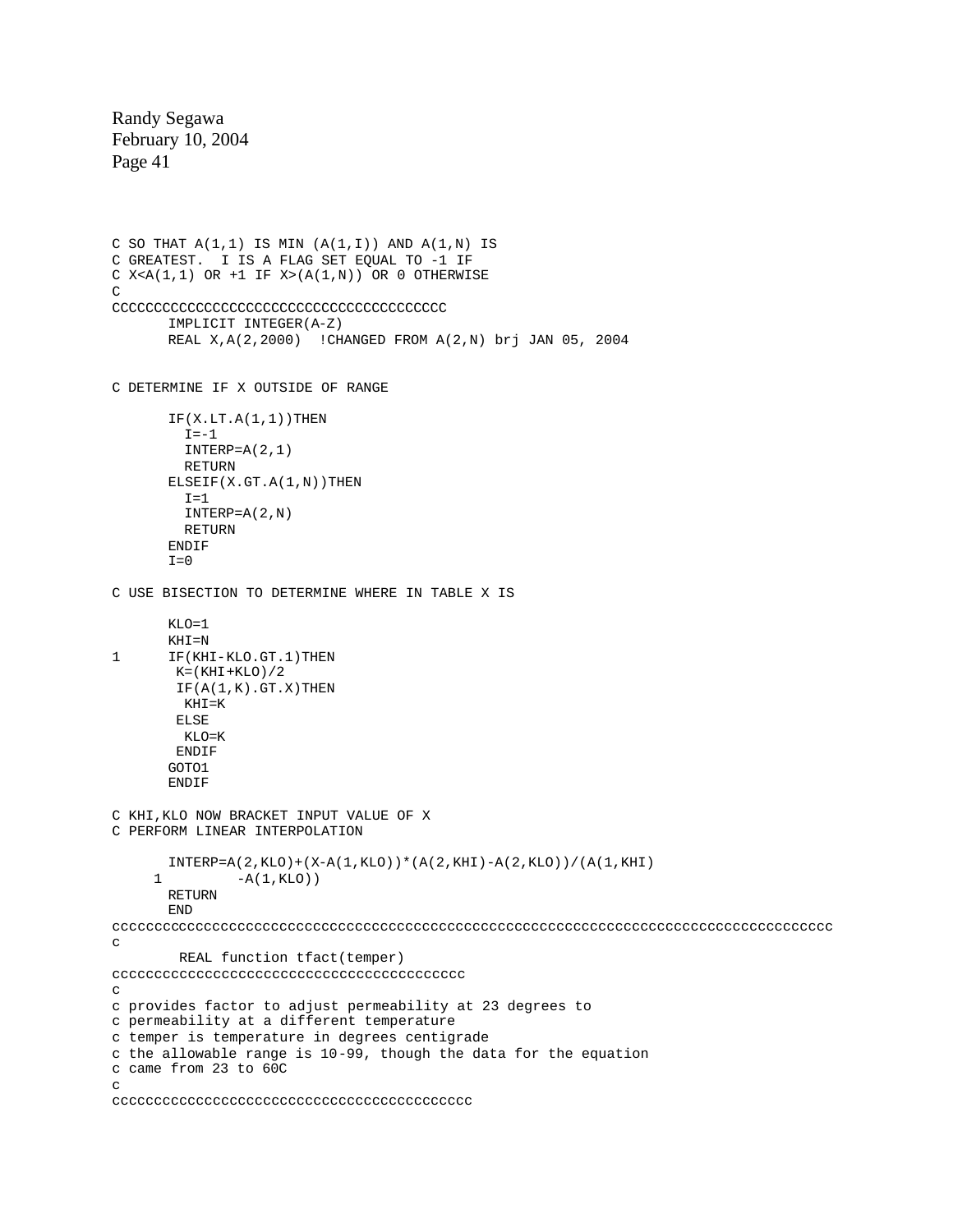```
C SO THAT A(1,1) IS MIN (A(1,I)) AND A(1,N) IS
C GREATEST.  I IS A FLAG SET EQUAL TO -1 IF
C X<A(1,1) OR +1 IF X>(A(1,N)) OR 0 OTHERWISE
C
CCCCCCCCCCCCCCCCCCCCCCCCCCCCCCCCCCCCCCCC
       IMPLICIT INTEGER(A-Z)
       REAL X,A(2,2000)  !CHANGED FROM A(2,N) brj JAN 05, 2004


C DETERMINE IF X OUTSIDE OF RANGE

       IF(X.LT.A(1,1))THEN
         I=-1
         INTERP=A(2,1)
         RETURN
       ELSEIF(X.GT.A(1,N))THEN
         I=1
         INTERP=A(2,N)
         RETURN
       ENDIF
       I=0

C USE BISECTION TO DETERMINE WHERE IN TABLE X IS

       KLO=1
       KHI=N
1      IF(KHI-KLO.GT.1)THEN
        K=(KHI+KLO)/2
        IF(A(1,K).GT.X)THEN
         KHI=K
        ELSE
         KLO=K
        ENDIF
       GOTO1
       ENDIF

C KHI,KLO NOW BRACKET INPUT VALUE OF X
C PERFORM LINEAR INTERPOLATION

       INTERP=A(2,KLO)+(X-A(1,KLO))*(A(2,KHI)-A(2,KLO))/(A(1,KHI)
     1         -A(1,KLO))
       RETURN
       END
cccccccccccccccccccccccccccccccccccccccccccccccccccccccccccccccccccccccccccccccccccc
c
        REAL function tfact(temper)
cccccccccccccccccccccccccccccccccccccccccc
c
c provides factor to adjust permeability at 23 degrees to
c permeability at a different temperature
c temper is temperature in degrees centigrade
c the allowable range is 10-99, though the data for the equation
c came from 23 to 60C
c
ccccccccccccccccccccccccccccccccccccccccccc
```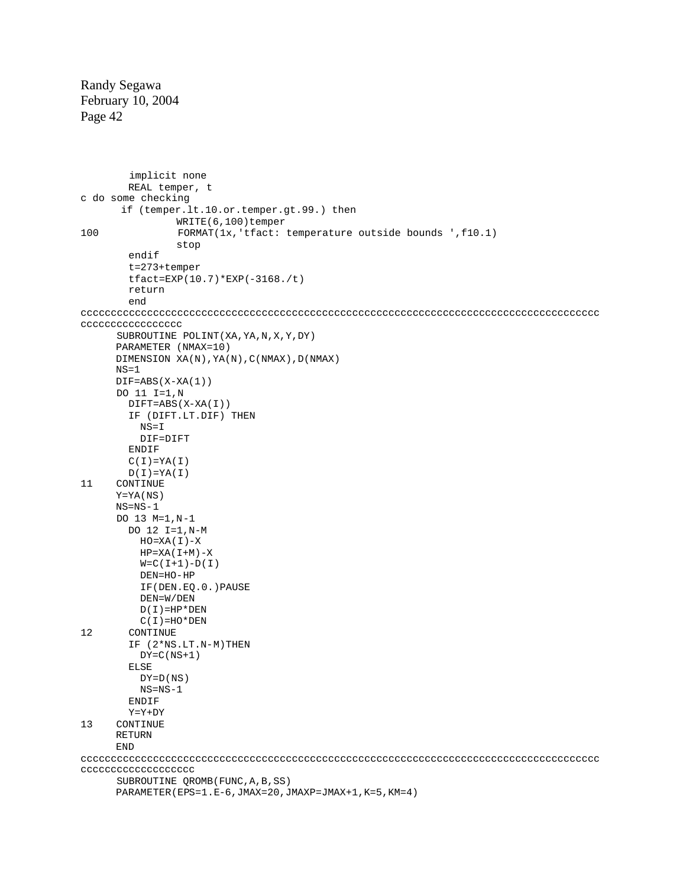```
        implicit none
        REAL temper, t
c do some checking
      if (temper.lt.10.or.temper.gt.99.) then
              WRITE(6,100)temper
100           FORMAT(1x,'tfact: temperature outside bounds ',f10.1)
              stop
        endif
        t=273+temper
        tfact=EXP(10.7)*EXP(-3168./t)
        return
        end
cccccccccccccccccccccccccccccccccccccccccccccccccccccccccccccccccccccccccccccccccccccc
cccccccccccccccc
      SUBROUTINE POLINT(XA,YA,N,X,Y,DY)
      PARAMETER (NMAX=10)
      DIMENSION XA(N),YA(N),C(NMAX),D(NMAX)
      NS=1
      DIF=ABS(X-XA(1))
      DO 11 I=1,N
        DIFT=ABS(X-XA(I))
        IF (DIFT.LT.DIF) THEN
          NS=I
          DIF=DIFT
        ENDIF
        C(I)=YA(I)
        D(I)=YA(I)
11    CONTINUE
      Y=YA(NS)
      NS=NS-1
      DO 13 M=1,N-1
        DO 12 I=1,N-M
          HO=XA(I)-X
          HP=XA(I+M)-X
          W=C(I+1)-D(I)
          DEN=HO-HP
          IF(DEN.EQ.0.)PAUSE
          DEN=W/DEN
          D(I)=HP*DEN
          C(I)=HO*DEN
12      CONTINUE
        IF (2*NS.LT.N-M)THEN
          DY=C(NS+1)
        ELSE
          DY=D(NS)
          NS=NS-1
        ENDIF
        Y=Y+DY
13    CONTINUE
      RETURN
      END
cccccccccccccccccccccccccccccccccccccccccccccccccccccccccccccccccccccccccccccccccccccc
cccccccccccccccccc
      SUBROUTINE QROMB(FUNC,A,B,SS)
      PARAMETER(EPS=1.E-6,JMAX=20,JMAXP=JMAX+1,K=5,KM=4)
```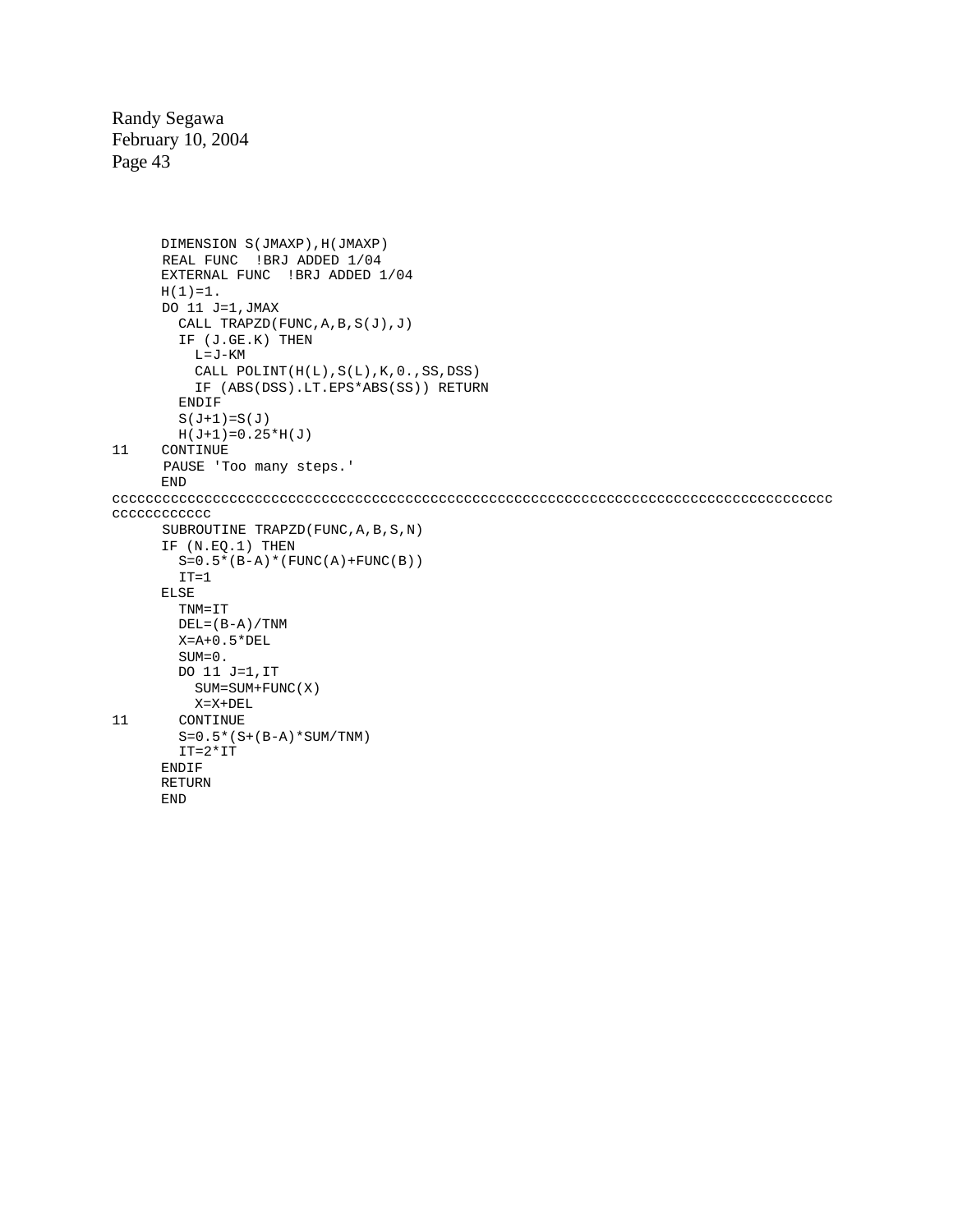```
      DIMENSION S(JMAXP),H(JMAXP)
      REAL FUNC  !BRJ ADDED 1/04
      EXTERNAL FUNC  !BRJ ADDED 1/04
      H(1)=1.
      DO 11 J=1,JMAX
        CALL TRAPZD(FUNC,A,B,S(J),J)
        IF (J.GE.K) THEN
          L=J-KM
          CALL POLINT(H(L),S(L),K,0.,SS,DSS)
          IF (ABS(DSS).LT.EPS*ABS(SS)) RETURN
        ENDIF
        S(J+1)=S(J)
        H(J+1)=0.25*H(J)
11    CONTINUE
      PAUSE 'Too many steps.'
      END
cccccccccccccccccccccccccccccccccccccccccccccccccccccccccccccccccccccccccccccccccccc
cccccccccccc
      SUBROUTINE TRAPZD(FUNC,A,B,S,N)
      IF (N.EQ.1) THEN
        S=0.5*(B-A)*(FUNC(A)+FUNC(B))
        IT=1
      ELSE
        TNM=IT
        DEL=(B-A)/TNM
        X=A+0.5*DEL
        SUM=0.
        DO 11 J=1,IT
          SUM=SUM+FUNC(X)
          X=X+DEL
11      CONTINUE
        S=0.5*(S+(B-A)*SUM/TNM)
        IT=2*IT
      ENDIF
      RETURN
      END
```